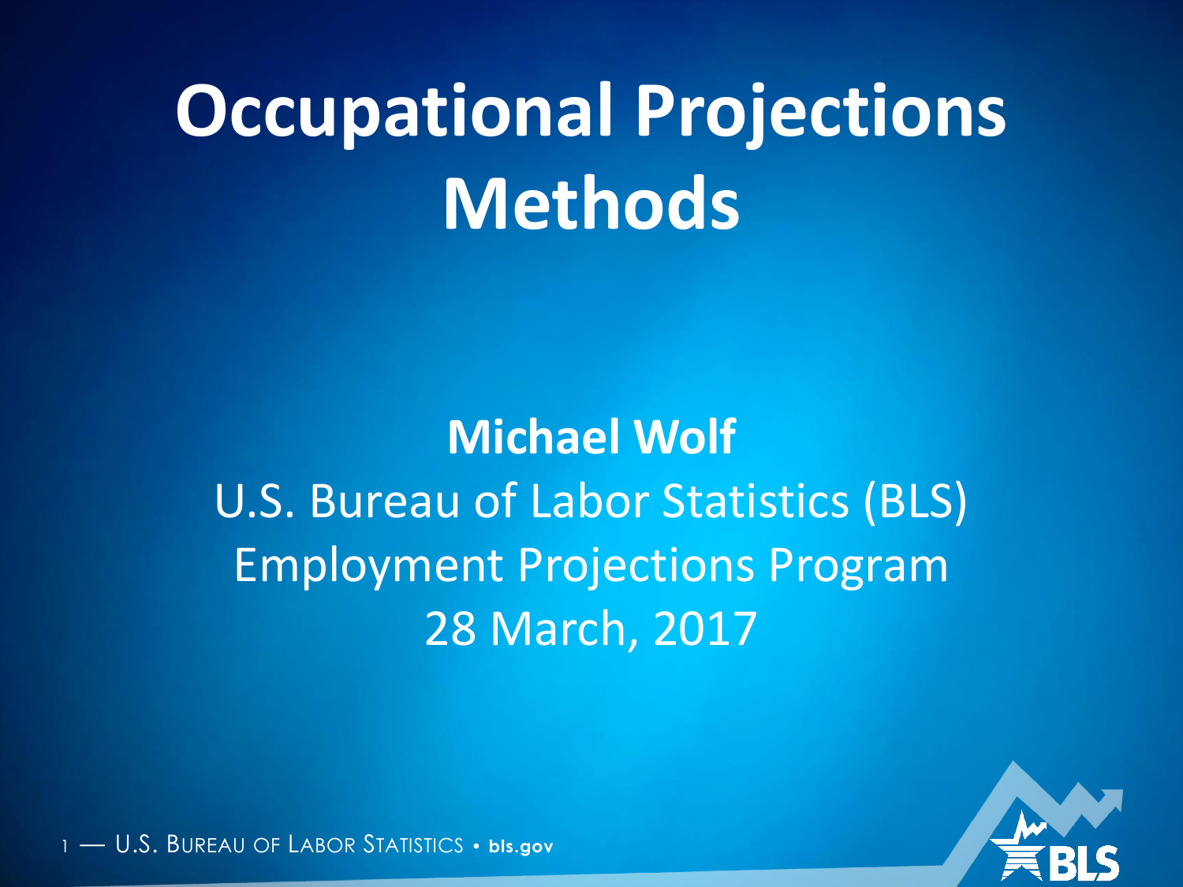# Occupational Projections Methods

**Michael Wolf**

U.S. Bureau of Labor Statistics (BLS)

Employment Projections Program

28 March, 2017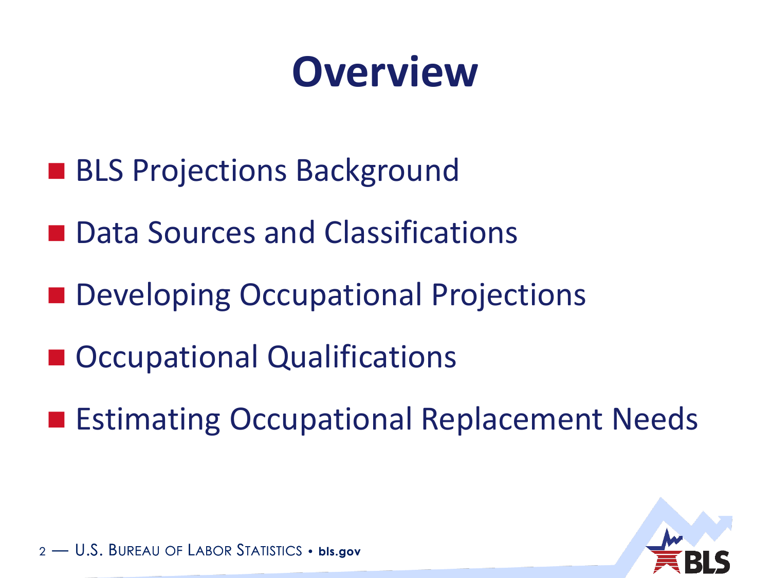# Overview

- BLS Projections Background
- Data Sources and Classifications
- Developing Occupational Projections
- Occupational Qualifications
- Estimating Occupational Replacement Needs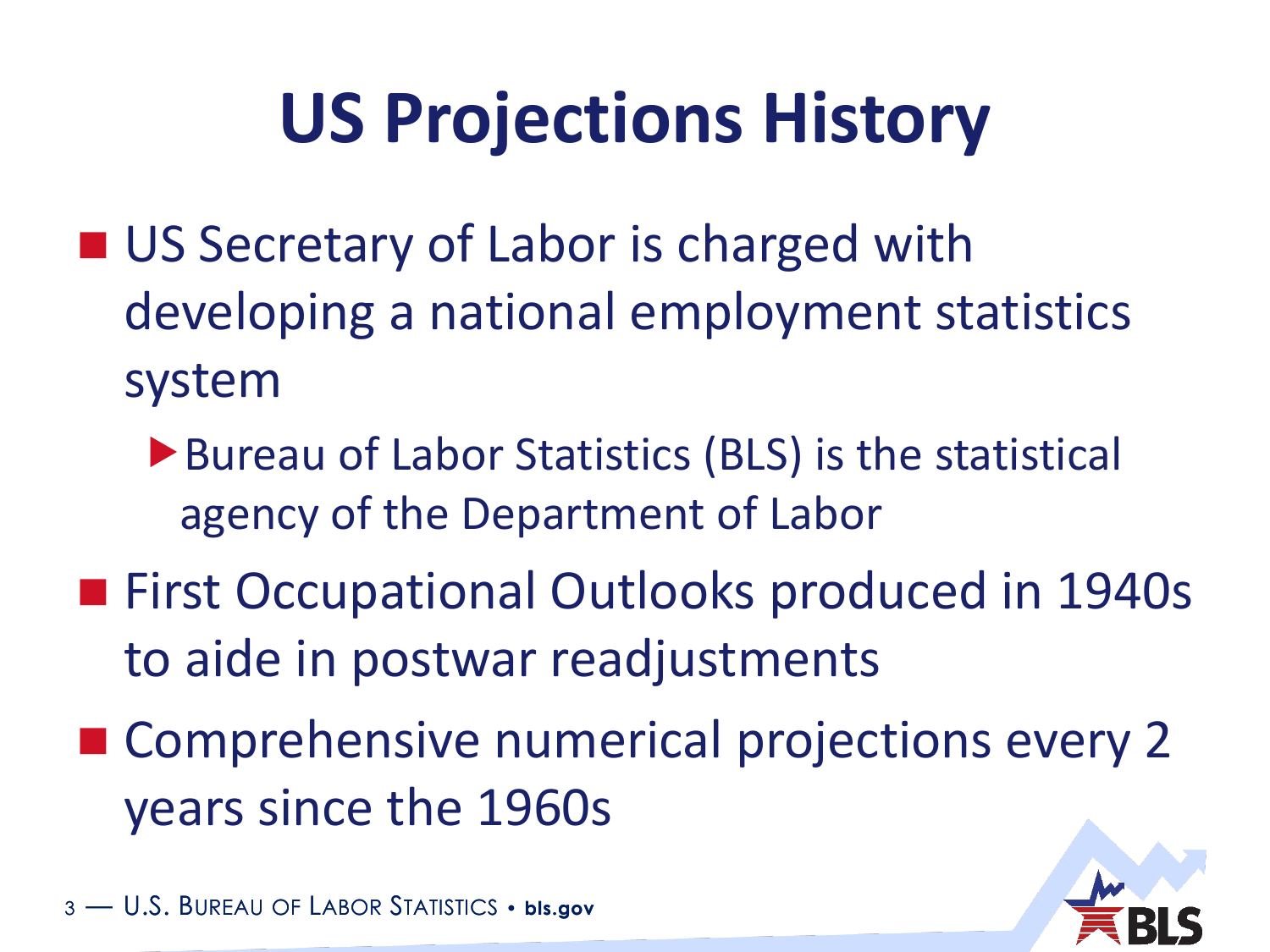# US Projections History

- US Secretary of Labor is charged with developing a national employment statistics system
  - Bureau of Labor Statistics (BLS) is the statistical agency of the Department of Labor
- First Occupational Outlooks produced in 1940s to aide in postwar readjustments
- Comprehensive numerical projections every 2 years since the 1960s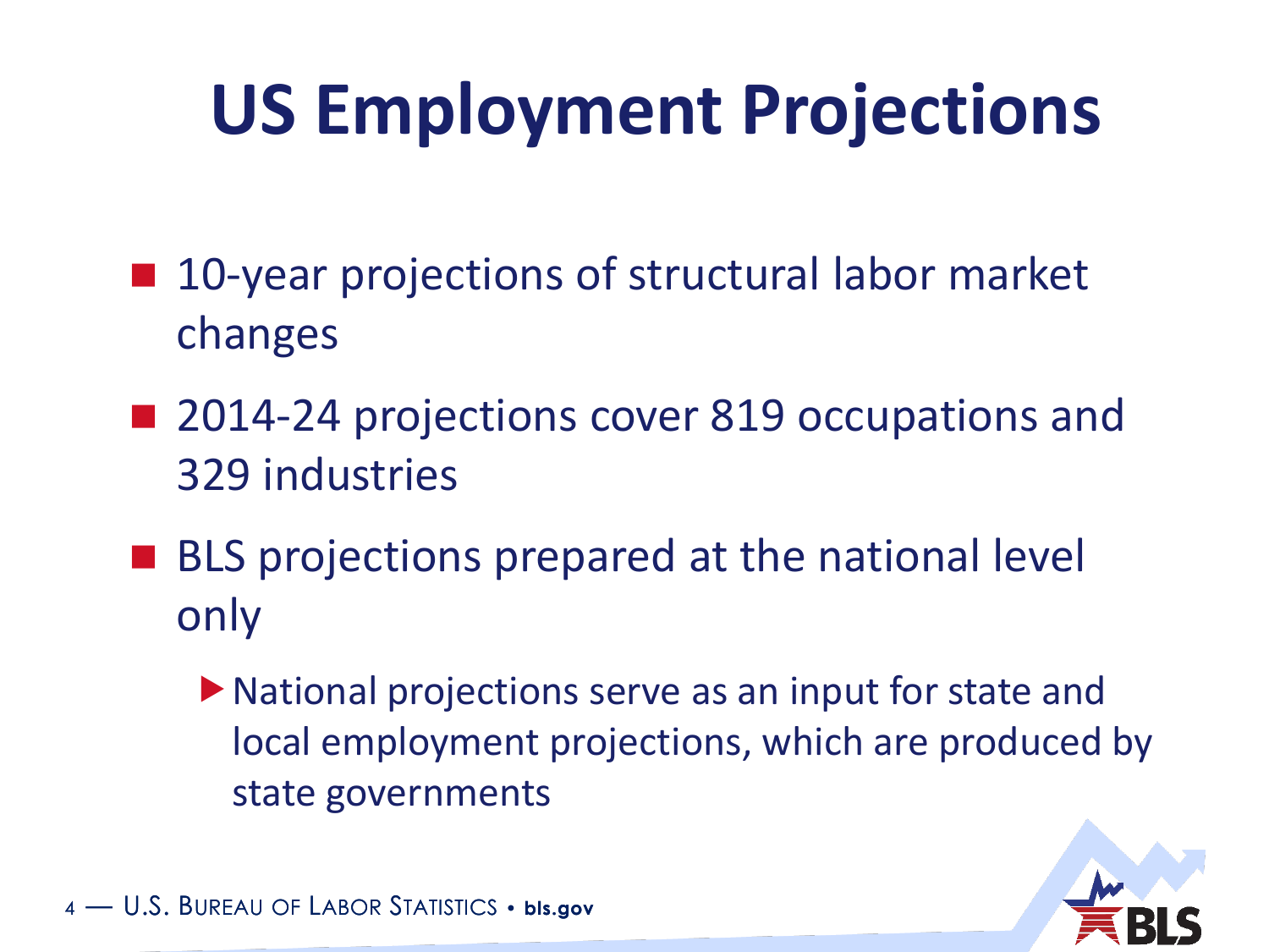# US Employment Projections

- 10-year projections of structural labor market changes
- 2014-24 projections cover 819 occupations and 329 industries
- BLS projections prepared at the national level only
  - National projections serve as an input for state and local employment projections, which are produced by state governments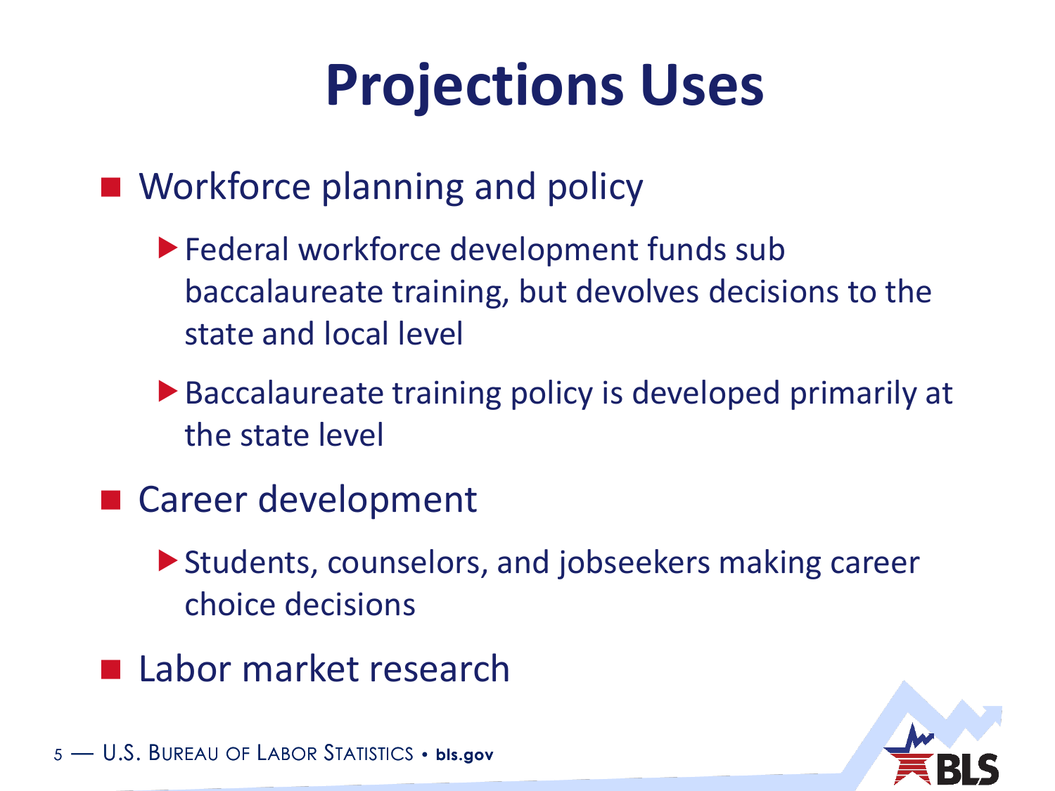# Projections Uses

- Workforce planning and policy
  - Federal workforce development funds sub baccalaureate training, but devolves decisions to the state and local level
  - Baccalaureate training policy is developed primarily at the state level
- Career development
  - Students, counselors, and jobseekers making career choice decisions
- Labor market research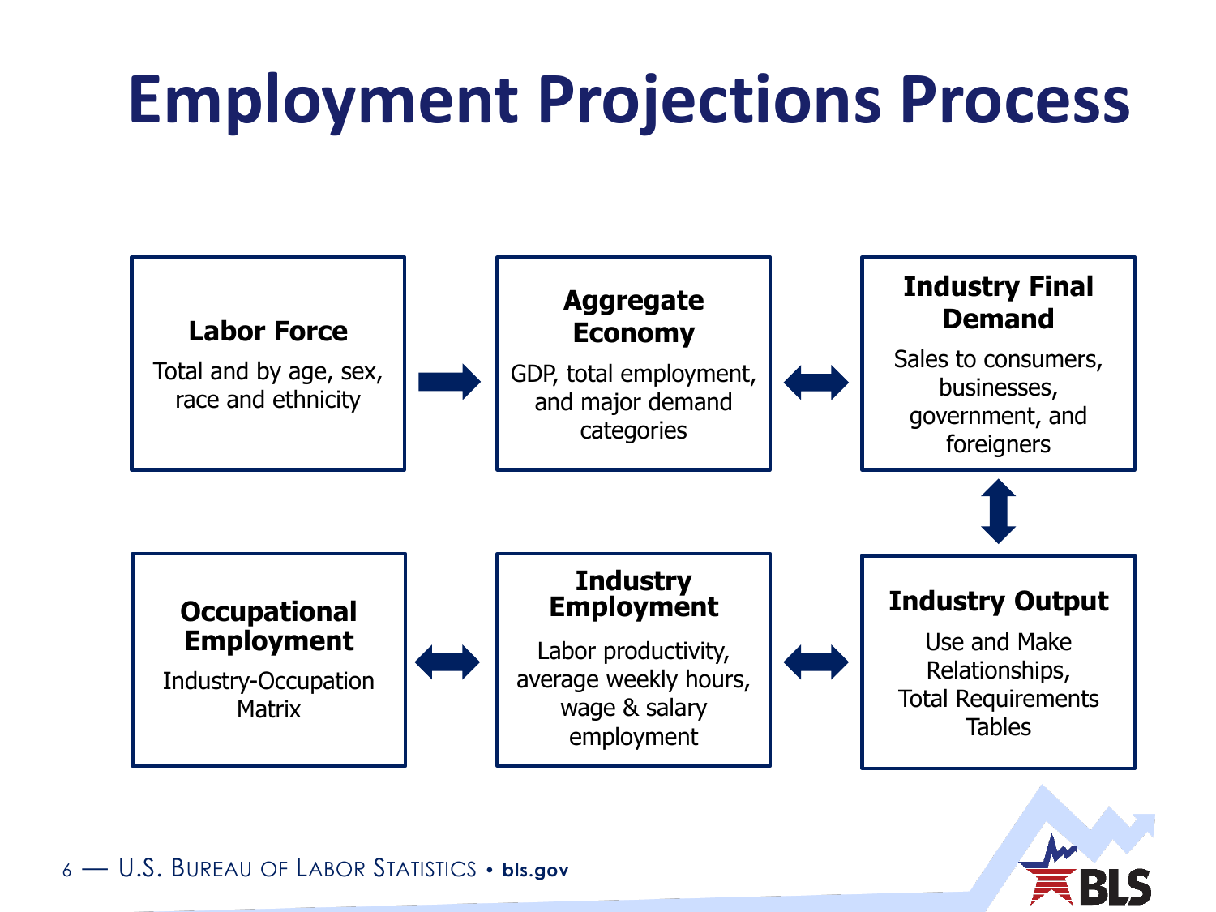# Employment Projections Process

**Labor Force**

Total and by age, sex, race and ethnicity

→

**Aggregate Economy**

GDP, total employment, and major demand categories

↔

**Industry Final Demand**

Sales to consumers, businesses, government, and foreigners

↕

**Industry Output**

Use and Make Relationships, Total Requirements Tables

↔

**Industry Employment**

Labor productivity, average weekly hours, wage & salary employment

↔

**Occupational Employment**

Industry-Occupation Matrix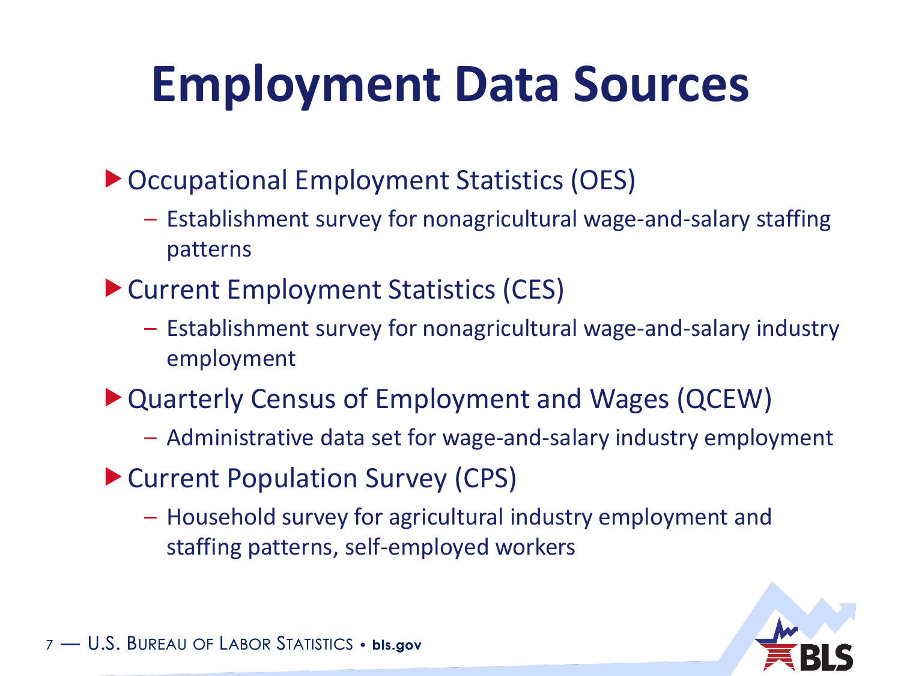# Employment Data Sources

- Occupational Employment Statistics (OES)
  - Establishment survey for nonagricultural wage-and-salary staffing patterns
- Current Employment Statistics (CES)
  - Establishment survey for nonagricultural wage-and-salary industry employment
- Quarterly Census of Employment and Wages (QCEW)
  - Administrative data set for wage-and-salary industry employment
- Current Population Survey (CPS)
  - Household survey for agricultural industry employment and staffing patterns, self-employed workers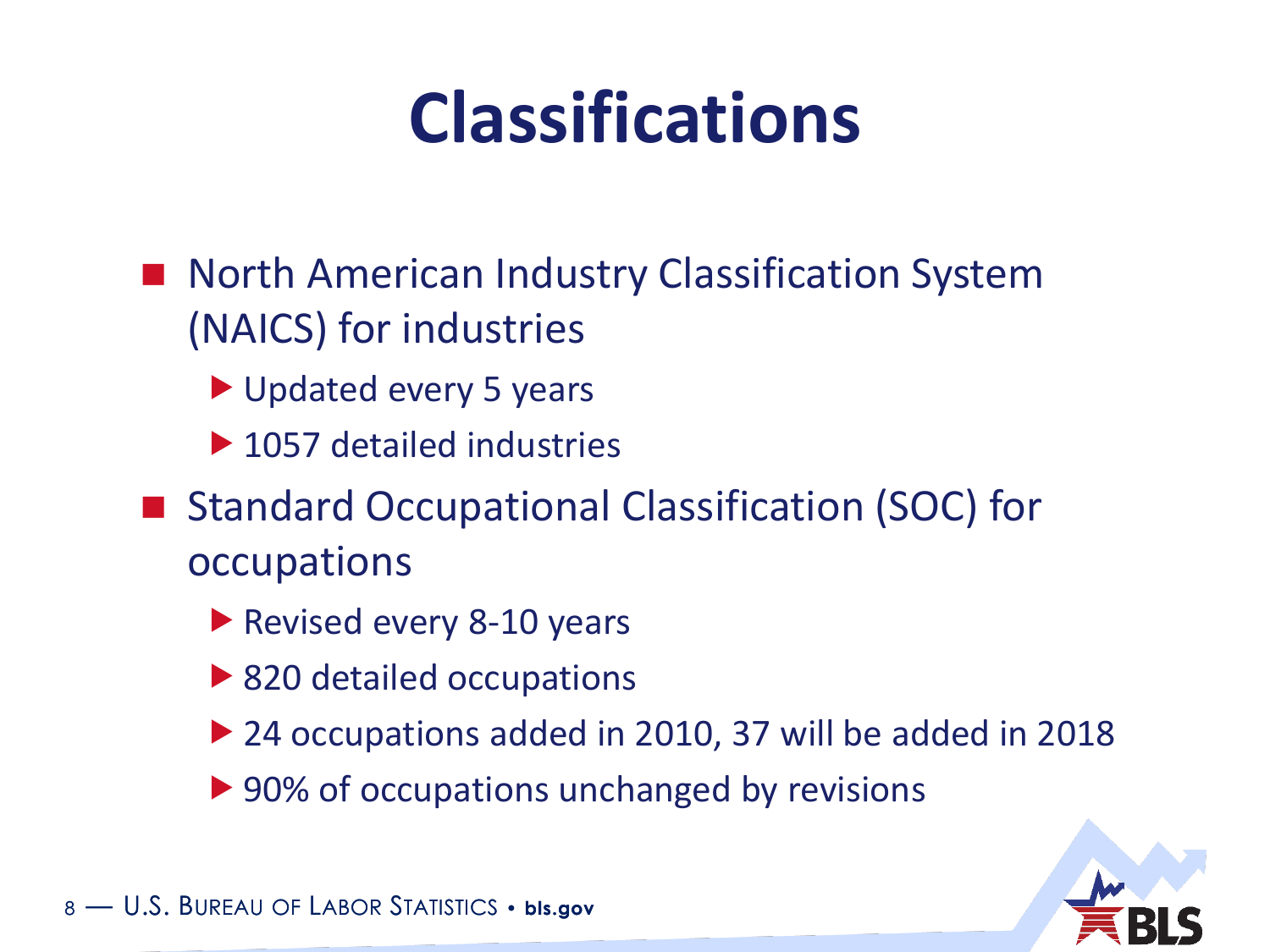# Classifications

- North American Industry Classification System (NAICS) for industries
  - Updated every 5 years
  - 1057 detailed industries
- Standard Occupational Classification (SOC) for occupations
  - Revised every 8-10 years
  - 820 detailed occupations
  - 24 occupations added in 2010, 37 will be added in 2018
  - 90% of occupations unchanged by revisions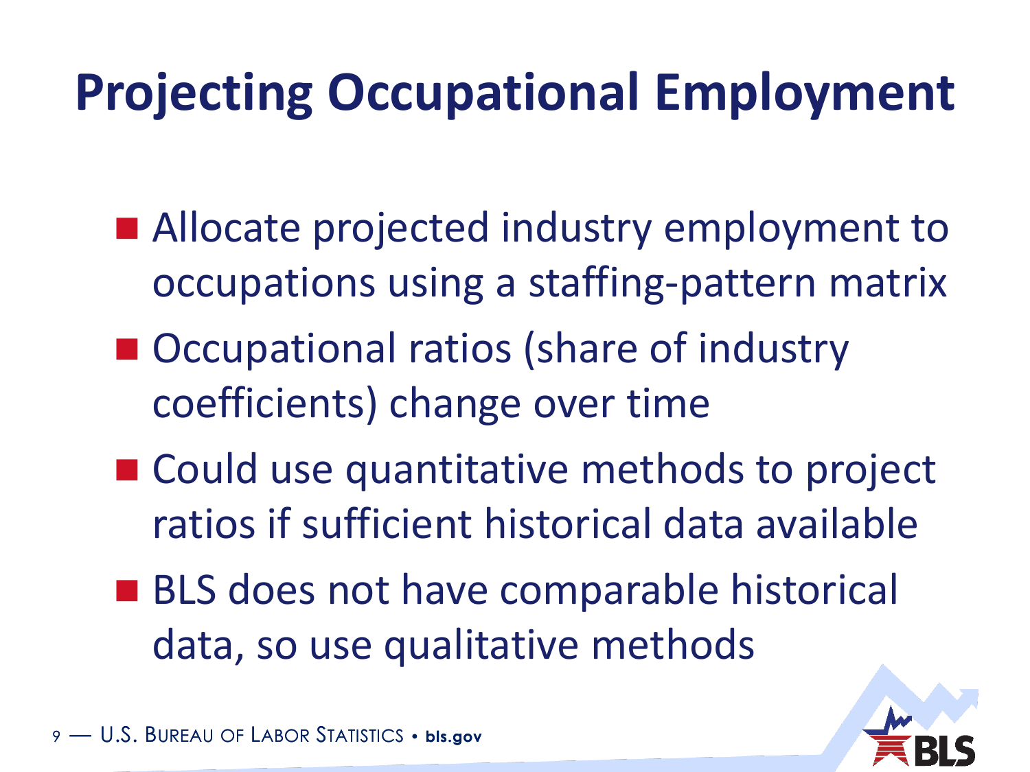# Projecting Occupational Employment

- Allocate projected industry employment to occupations using a staffing-pattern matrix
- Occupational ratios (share of industry coefficients) change over time
- Could use quantitative methods to project ratios if sufficient historical data available
- BLS does not have comparable historical data, so use qualitative methods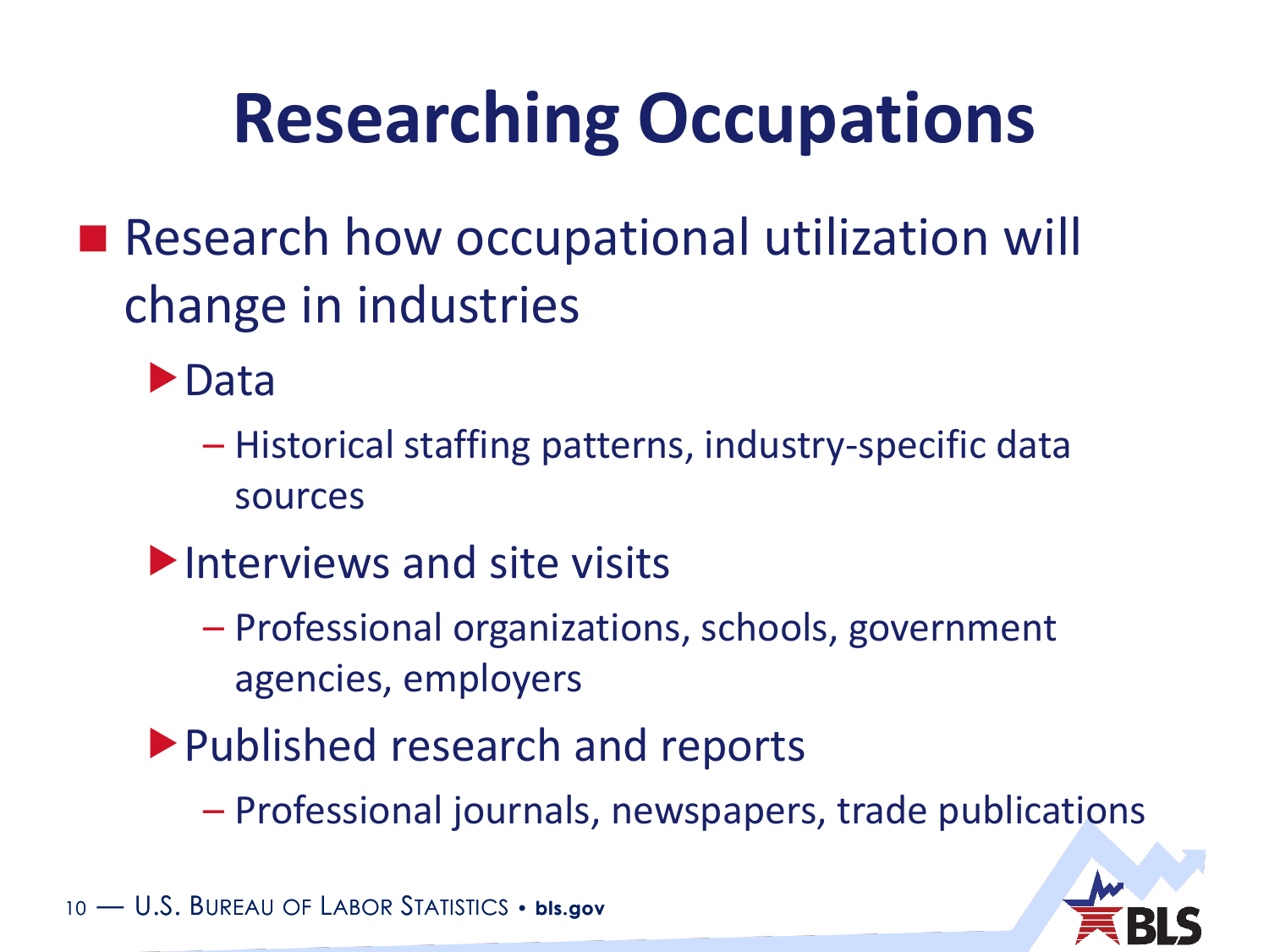# Researching Occupations

- Research how occupational utilization will change in industries
  - Data
    - Historical staffing patterns, industry-specific data sources
  - Interviews and site visits
    - Professional organizations, schools, government agencies, employers
  - Published research and reports
    - Professional journals, newspapers, trade publications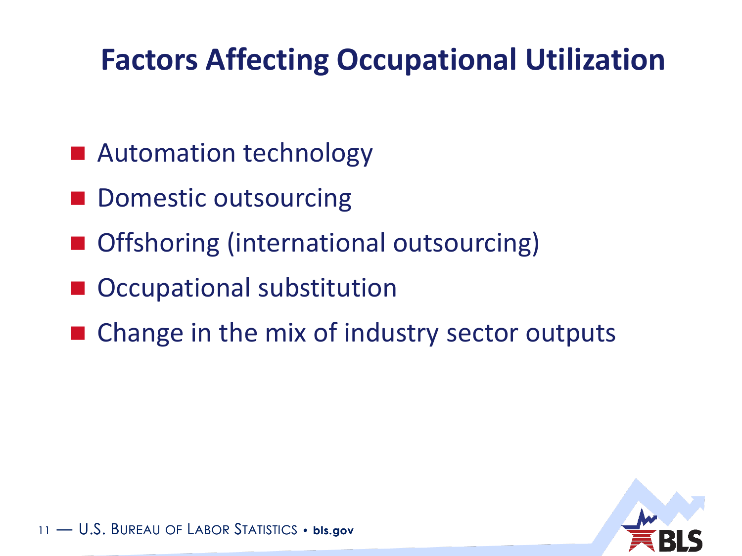# Factors Affecting Occupational Utilization

- Automation technology
- Domestic outsourcing
- Offshoring (international outsourcing)
- Occupational substitution
- Change in the mix of industry sector outputs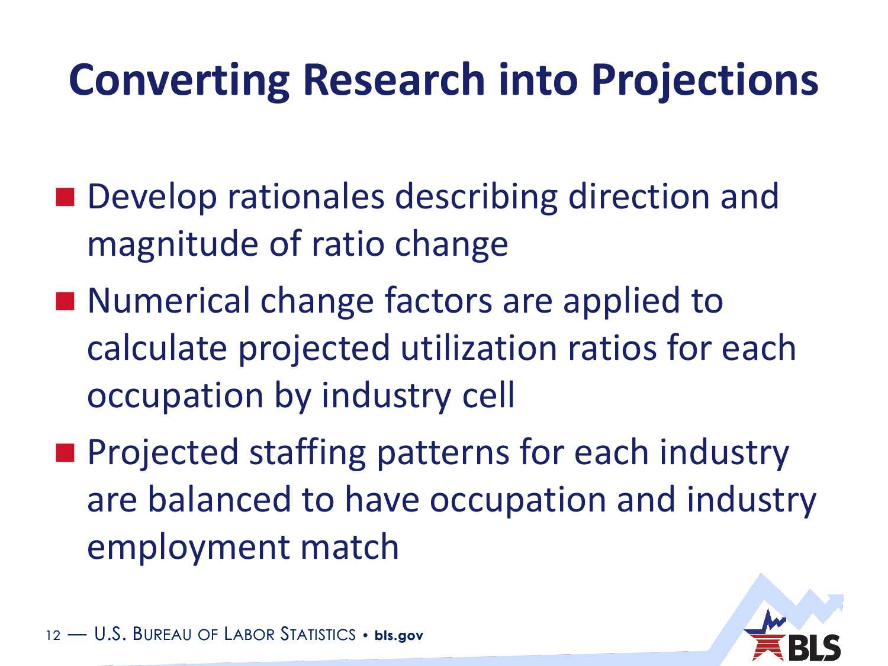# Converting Research into Projections

- Develop rationales describing direction and magnitude of ratio change
- Numerical change factors are applied to calculate projected utilization ratios for each occupation by industry cell
- Projected staffing patterns for each industry are balanced to have occupation and industry employment match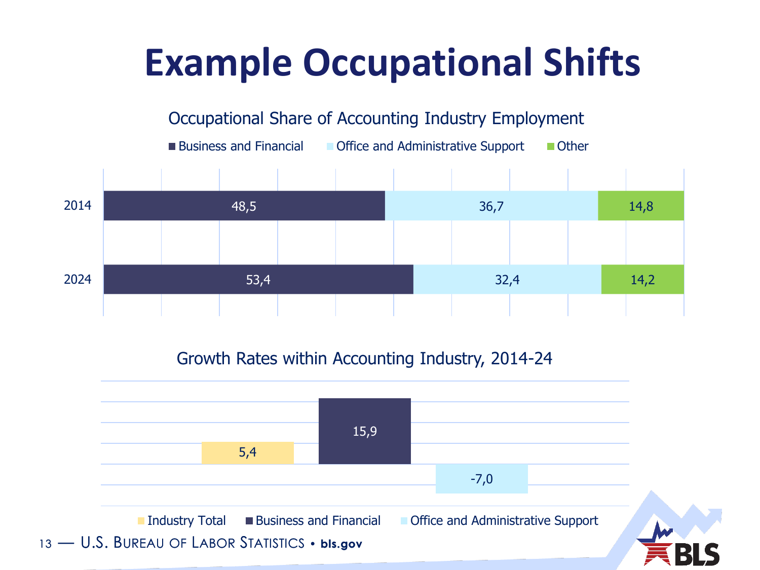# Example Occupational Shifts

### Occupational Share of Accounting Industry Employment

| Year | Business and Financial | Office and Administrative Support | Other |
|---|---|---|---|
| 2014 | 48,5 | 36,7 | 14,8 |
| 2024 | 53,4 | 32,4 | 14,2 |

### Growth Rates within Accounting Industry, 2014-24

| Industry Total | Business and Financial | Office and Administrative Support |
|---|---|---|
| 5,4 | 15,9 | -7,0 |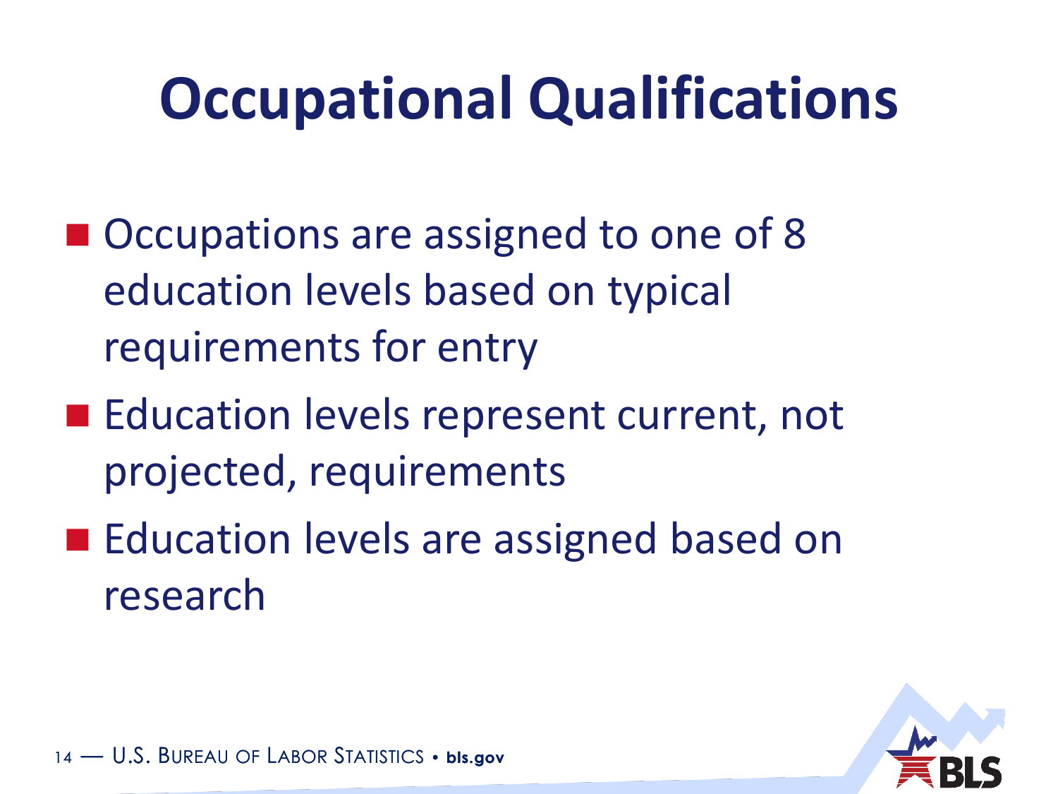# Occupational Qualifications

- Occupations are assigned to one of 8 education levels based on typical requirements for entry
- Education levels represent current, not projected, requirements
- Education levels are assigned based on research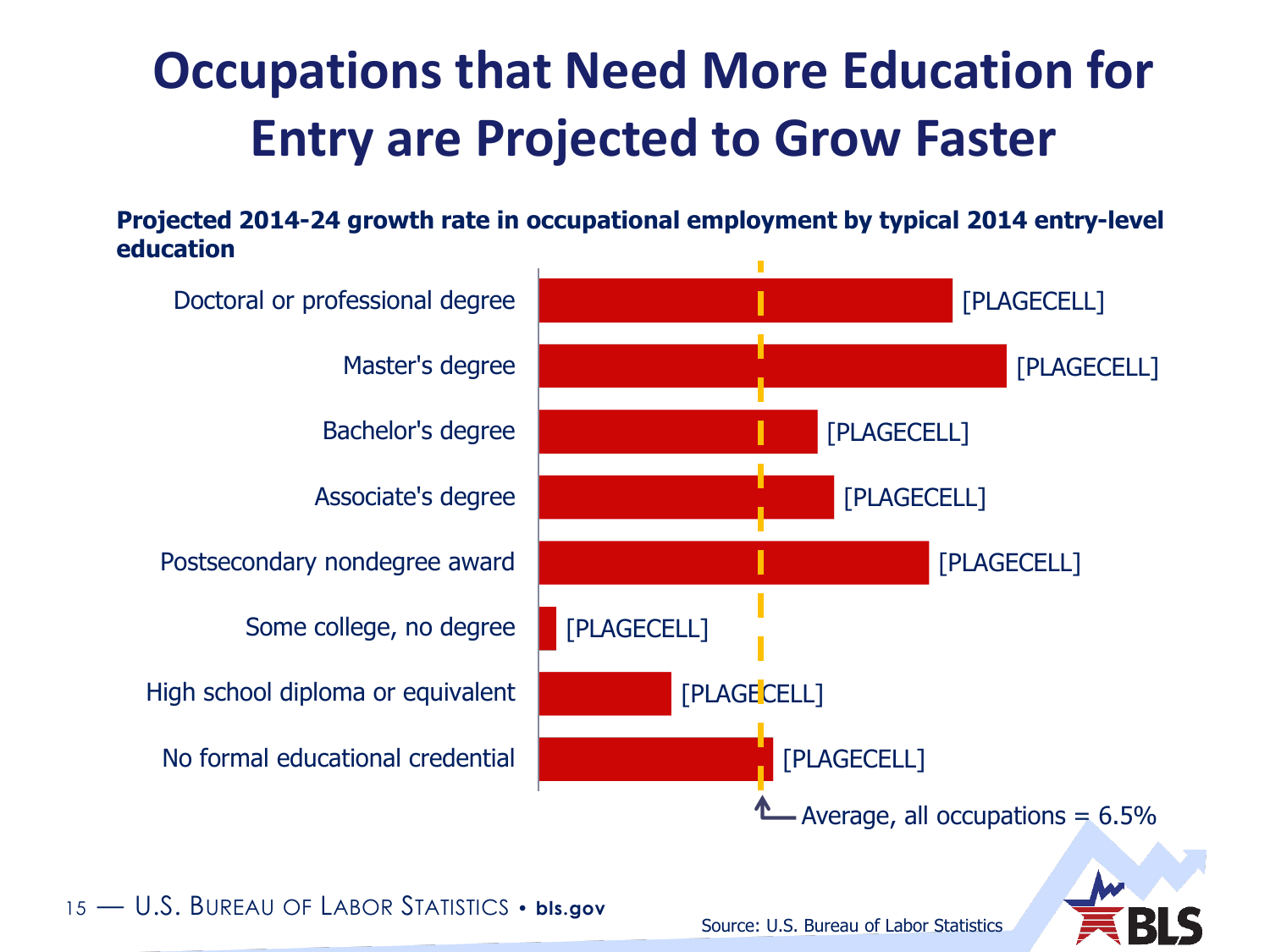# Occupations that Need More Education for Entry are Projected to Grow Faster

**Projected 2014-24 growth rate in occupational employment by typical 2014 entry-level education**

| Education | Growth rate |
| --- | --- |
| Doctoral or professional degree | [PLAGECELL] |
| Master's degree | [PLAGECELL] |
| Bachelor's degree | [PLAGECELL] |
| Associate's degree | [PLAGECELL] |
| Postsecondary nondegree award | [PLAGECELL] |
| Some college, no degree | [PLAGECELL] |
| High school diploma or equivalent | [PLAGECELL] |
| No formal educational credential | [PLAGECELL] |

Average, all occupations = 6.5%

Source: U.S. Bureau of Labor Statistics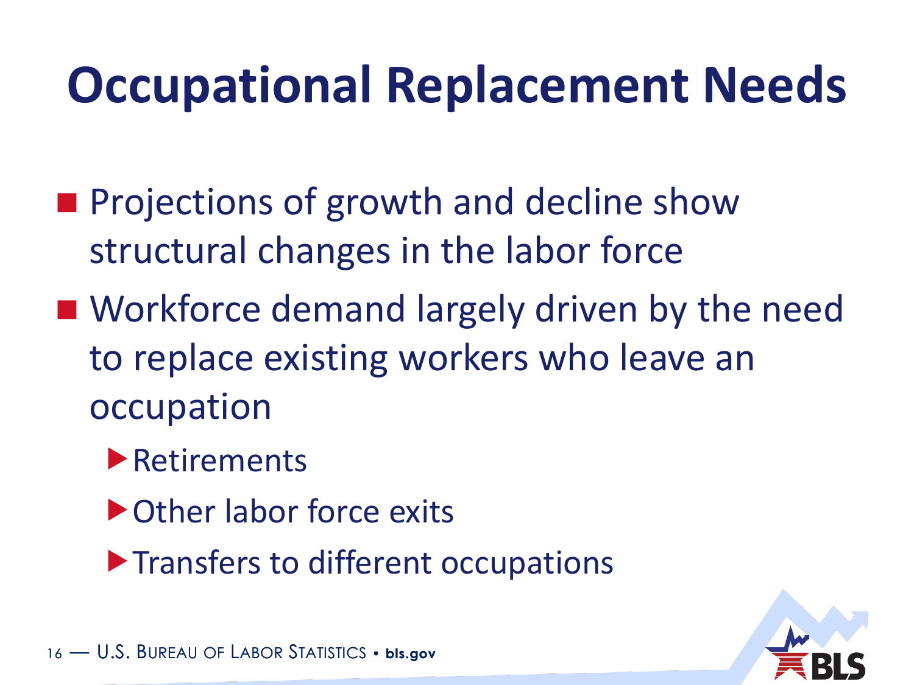# Occupational Replacement Needs

- Projections of growth and decline show structural changes in the labor force
- Workforce demand largely driven by the need to replace existing workers who leave an occupation
  - Retirements
  - Other labor force exits
  - Transfers to different occupations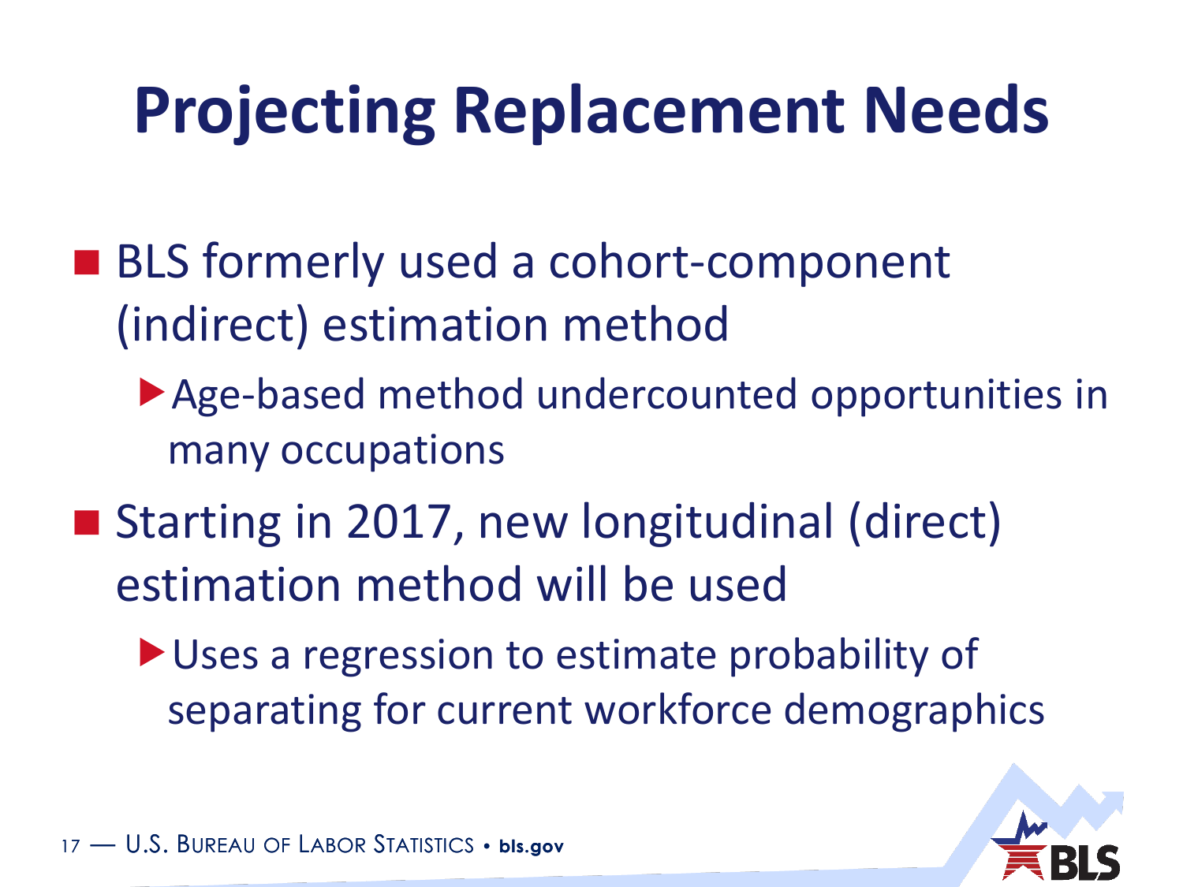# Projecting Replacement Needs

- BLS formerly used a cohort-component (indirect) estimation method
  - Age-based method undercounted opportunities in many occupations
- Starting in 2017, new longitudinal (direct) estimation method will be used
  - Uses a regression to estimate probability of separating for current workforce demographics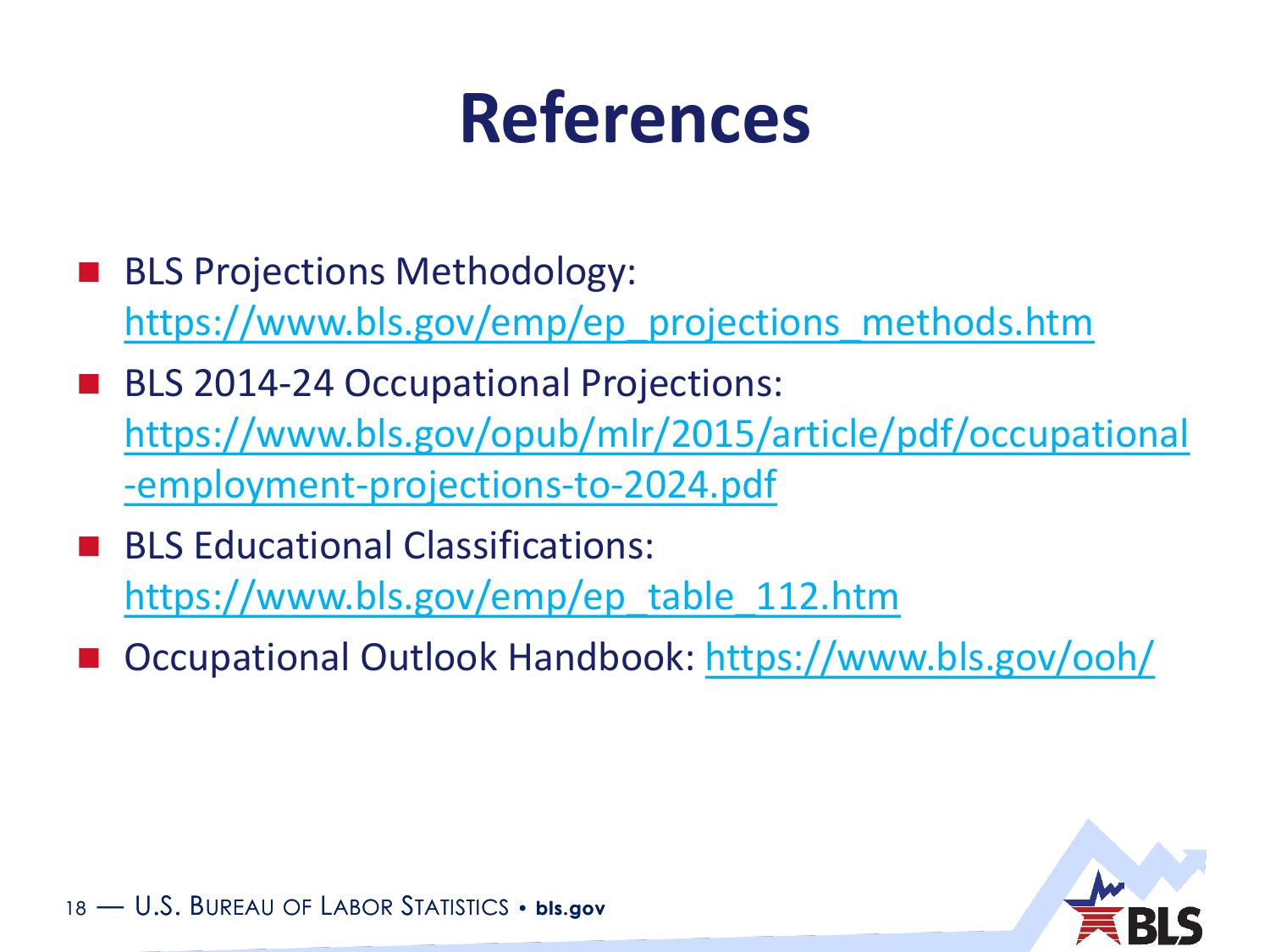# References

- BLS Projections Methodology: https://www.bls.gov/emp/ep_projections_methods.htm
- BLS 2014-24 Occupational Projections: https://www.bls.gov/opub/mlr/2015/article/pdf/occupational-employment-projections-to-2024.pdf
- BLS Educational Classifications: https://www.bls.gov/emp/ep_table_112.htm
- Occupational Outlook Handbook: https://www.bls.gov/ooh/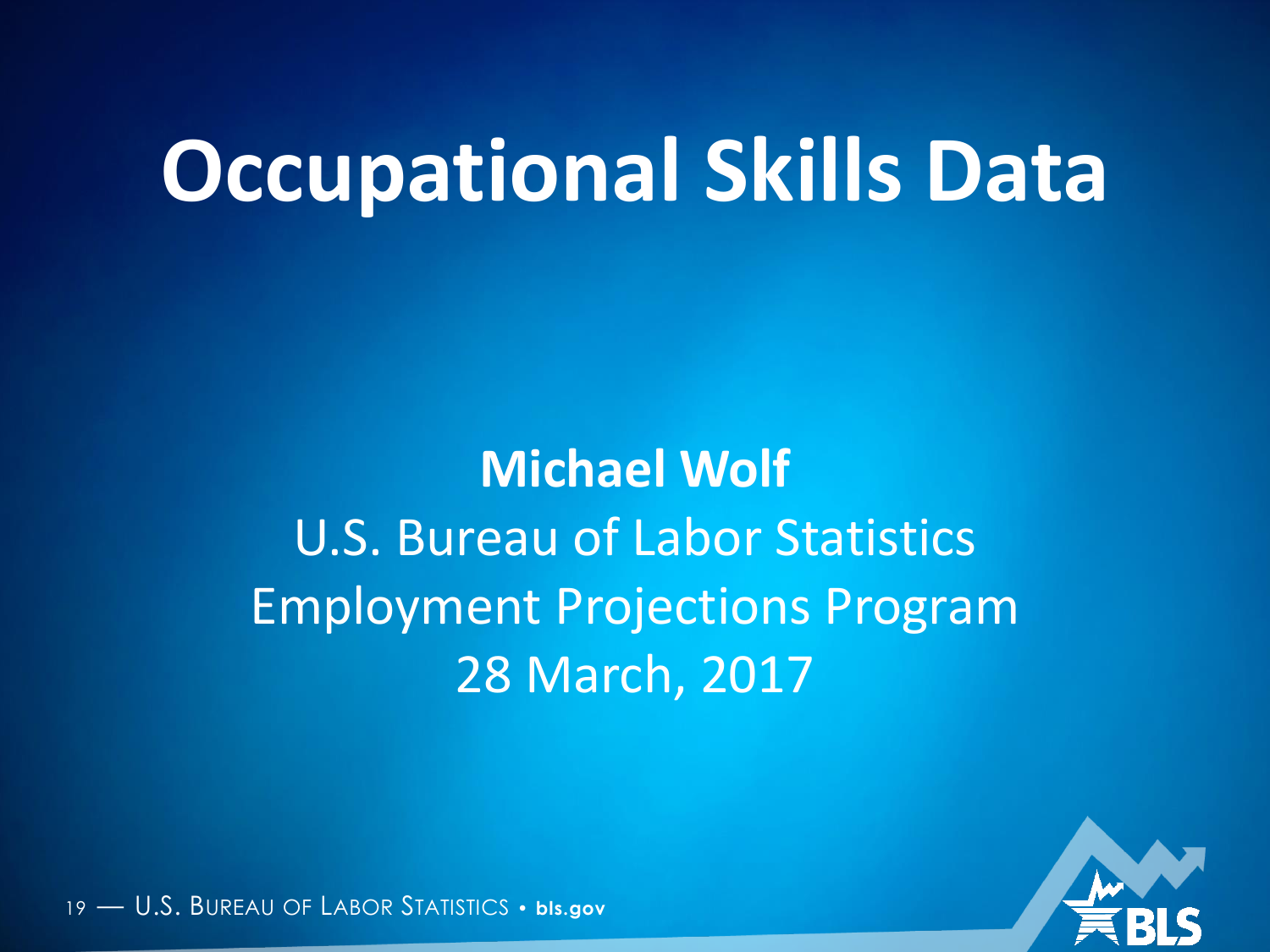# Occupational Skills Data

**Michael Wolf**

U.S. Bureau of Labor Statistics

Employment Projections Program

28 March, 2017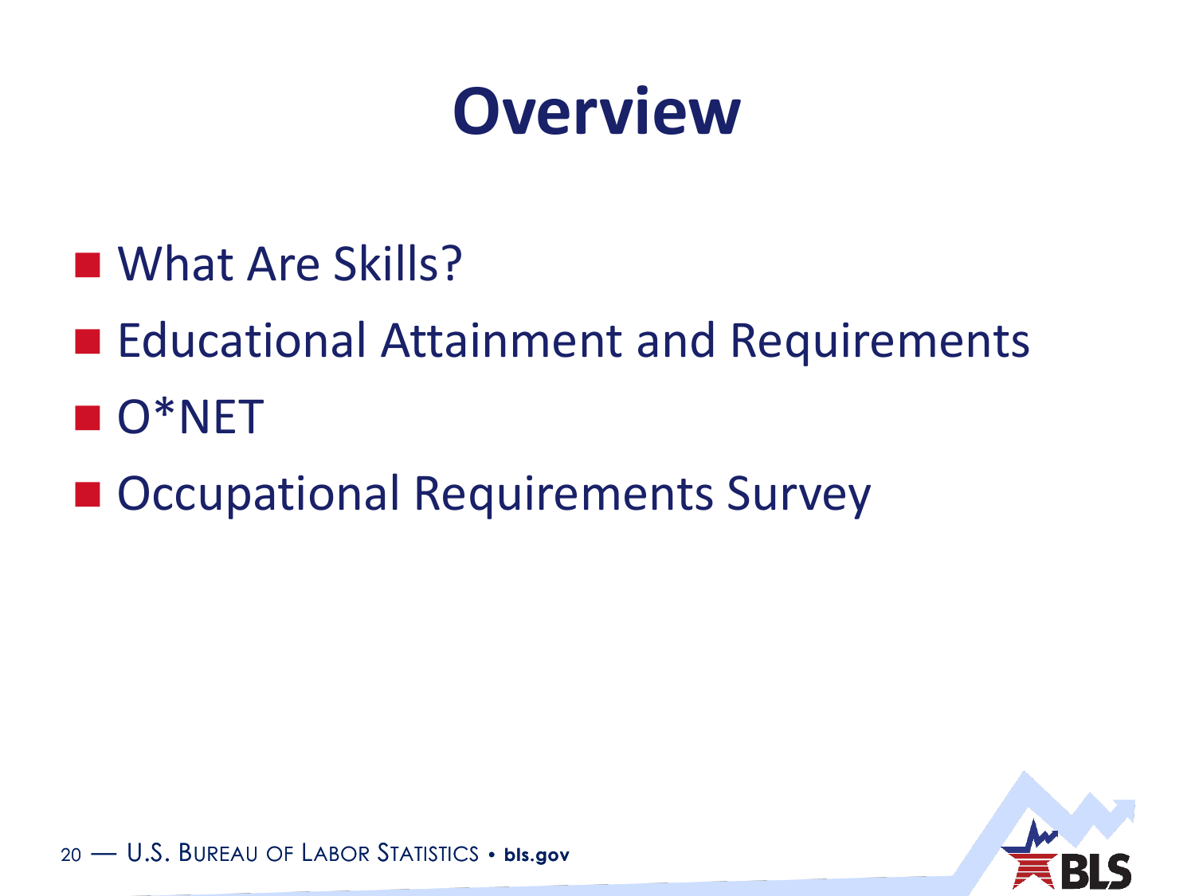# Overview

- What Are Skills?
- Educational Attainment and Requirements
- O*NET
- Occupational Requirements Survey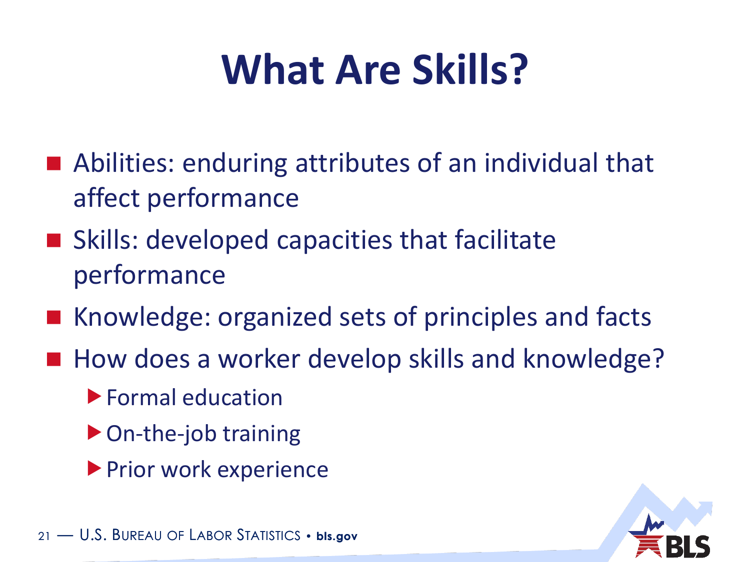# What Are Skills?

- Abilities: enduring attributes of an individual that affect performance
- Skills: developed capacities that facilitate performance
- Knowledge: organized sets of principles and facts
- How does a worker develop skills and knowledge?
  - Formal education
  - On-the-job training
  - Prior work experience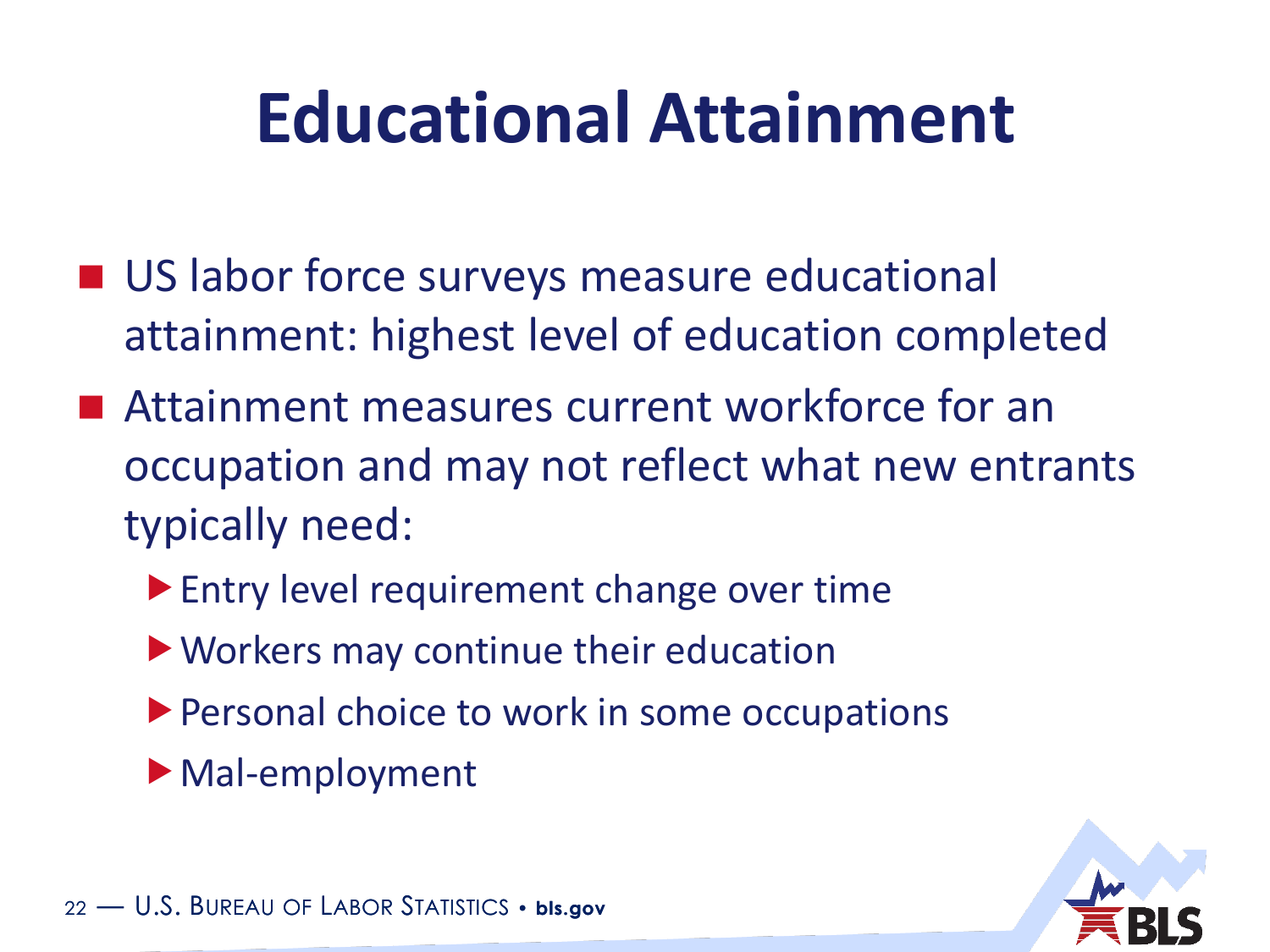# Educational Attainment

- US labor force surveys measure educational attainment: highest level of education completed
- Attainment measures current workforce for an occupation and may not reflect what new entrants typically need:
  - Entry level requirement change over time
  - Workers may continue their education
  - Personal choice to work in some occupations
  - Mal-employment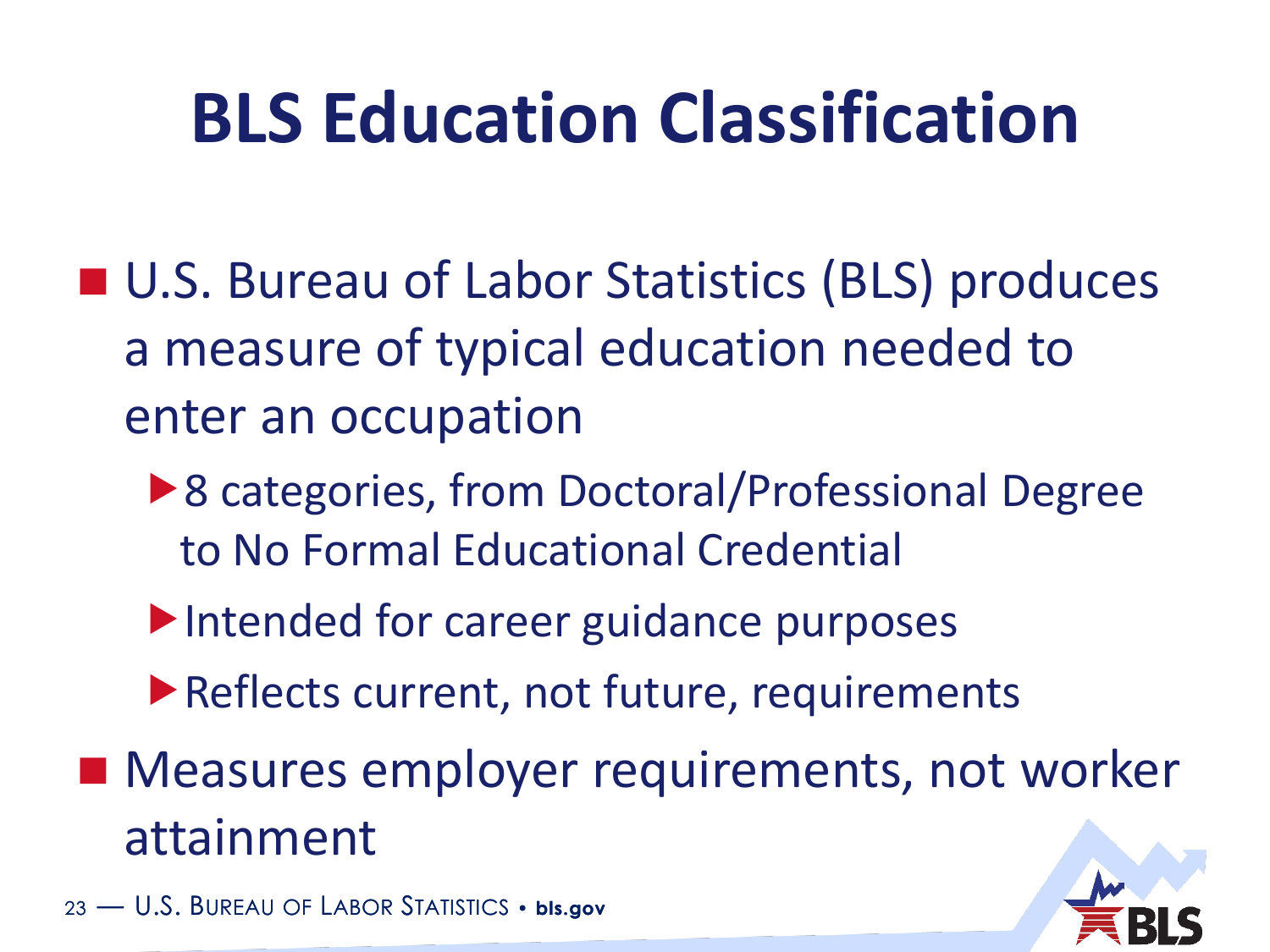# BLS Education Classification

- U.S. Bureau of Labor Statistics (BLS) produces a measure of typical education needed to enter an occupation
  - 8 categories, from Doctoral/Professional Degree to No Formal Educational Credential
  - Intended for career guidance purposes
  - Reflects current, not future, requirements
- Measures employer requirements, not worker attainment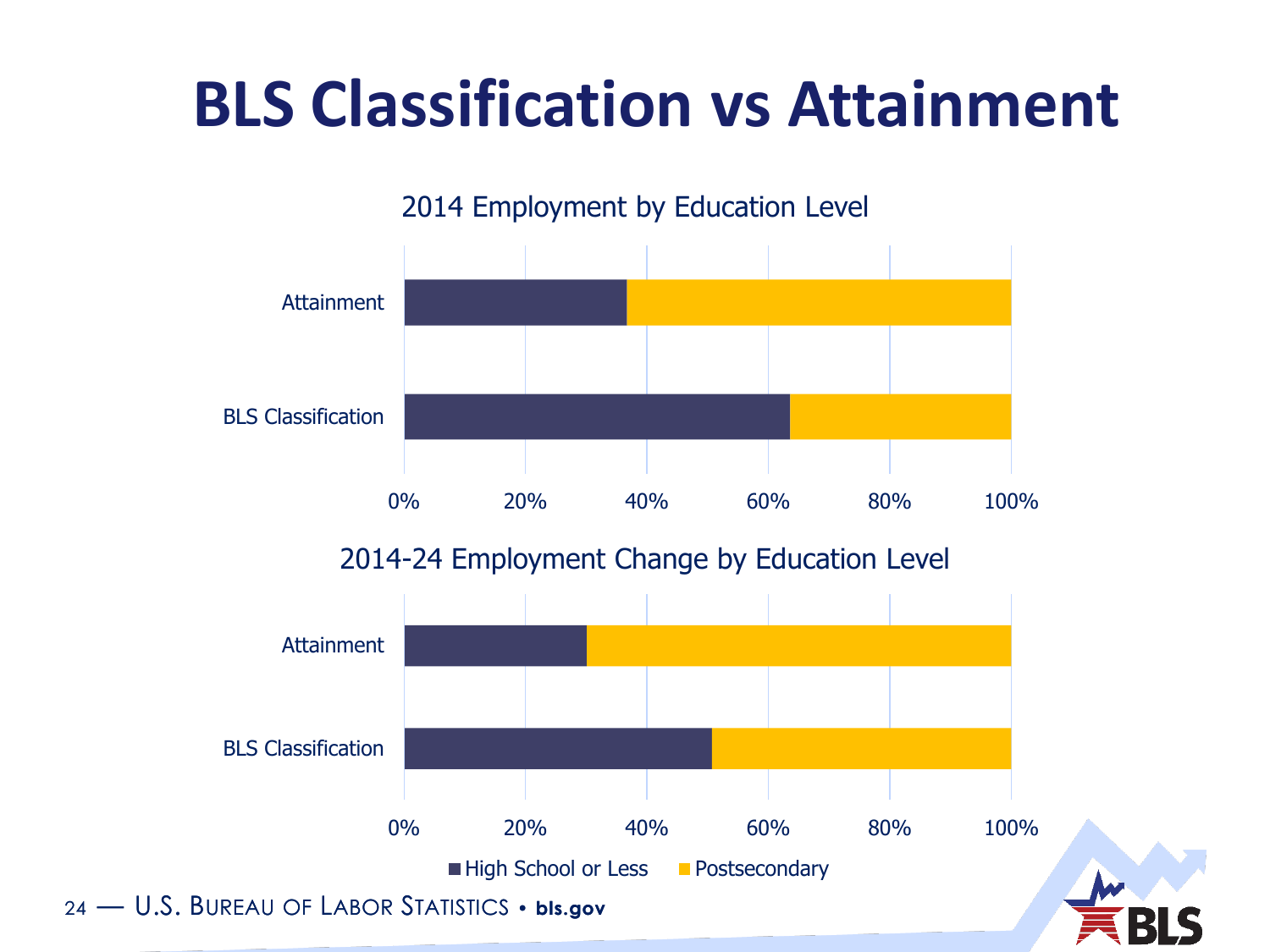# BLS Classification vs Attainment

## 2014 Employment by Education Level

| | High School or Less | Postsecondary |
|---|---|---|
| Attainment | ~37% | ~63% |
| BLS Classification | ~64% | ~36% |

## 2014-24 Employment Change by Education Level

| | High School or Less | Postsecondary |
|---|---|---|
| Attainment | ~30% | ~70% |
| BLS Classification | ~51% | ~49% |

Legend: High School or Less; Postsecondary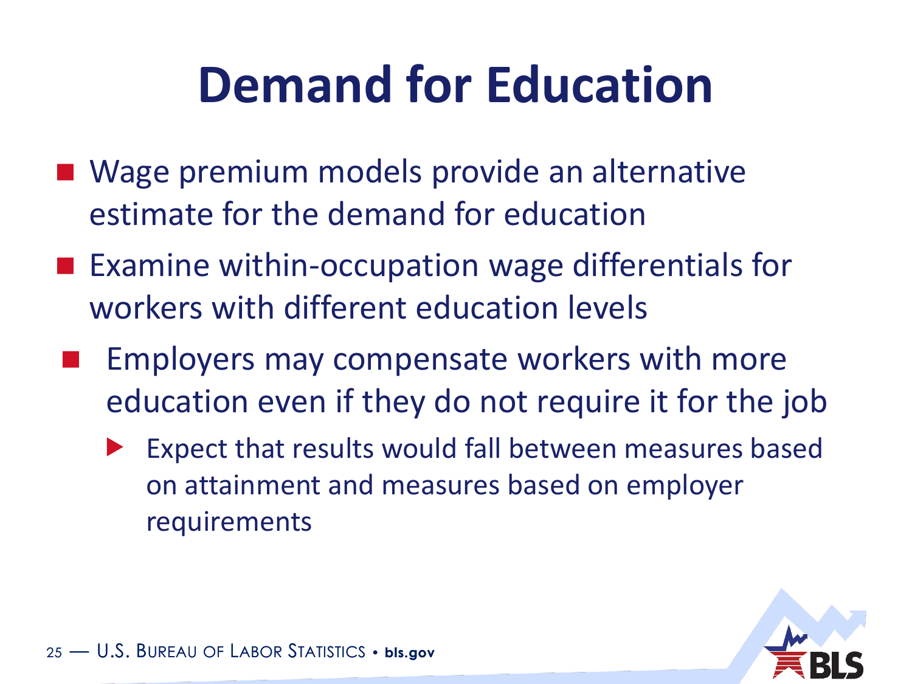# Demand for Education

- Wage premium models provide an alternative estimate for the demand for education
- Examine within-occupation wage differentials for workers with different education levels
- Employers may compensate workers with more education even if they do not require it for the job
  - Expect that results would fall between measures based on attainment and measures based on employer requirements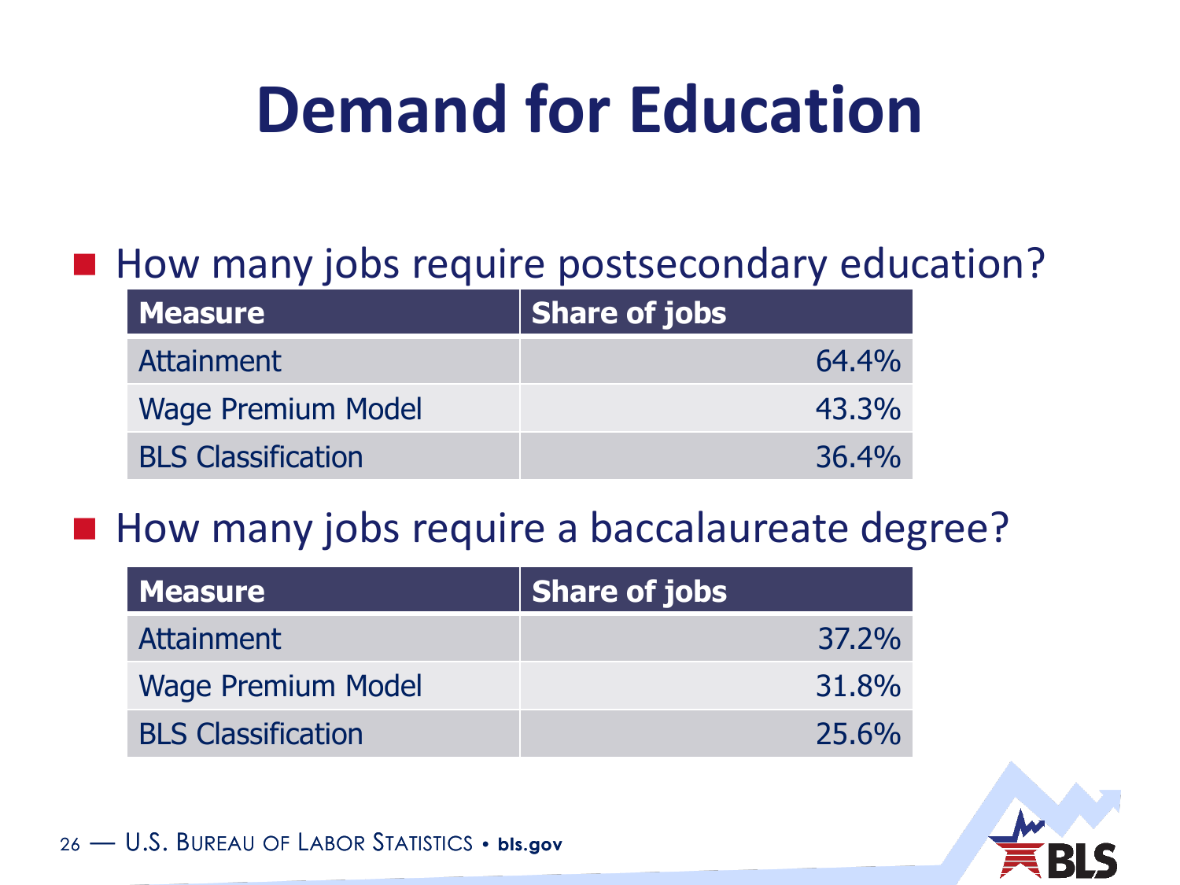# Demand for Education

- How many jobs require postsecondary education?

| Measure | Share of jobs |
|---|---|
| Attainment | 64.4% |
| Wage Premium Model | 43.3% |
| BLS Classification | 36.4% |

- How many jobs require a baccalaureate degree?

| Measure | Share of jobs |
|---|---|
| Attainment | 37.2% |
| Wage Premium Model | 31.8% |
| BLS Classification | 25.6% |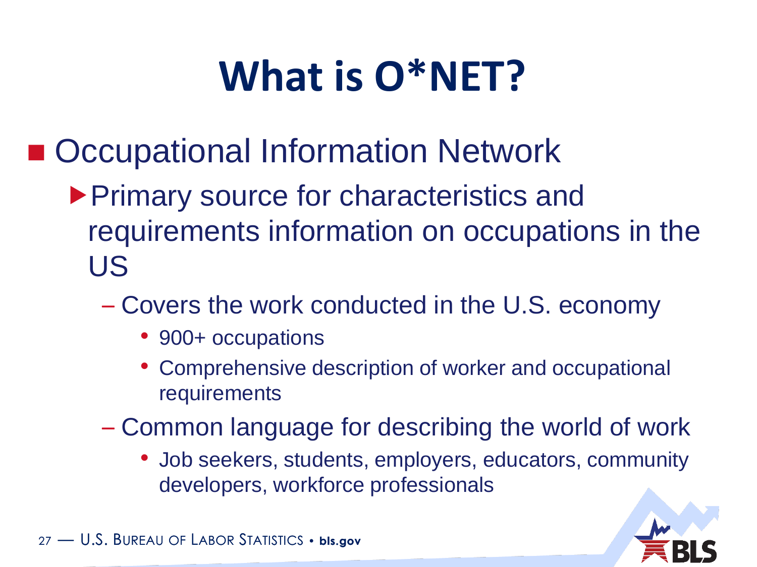# What is O*NET?

- Occupational Information Network
  - Primary source for characteristics and requirements information on occupations in the US
    - Covers the work conducted in the U.S. economy
      - 900+ occupations
      - Comprehensive description of worker and occupational requirements
    - Common language for describing the world of work
      - Job seekers, students, employers, educators, community developers, workforce professionals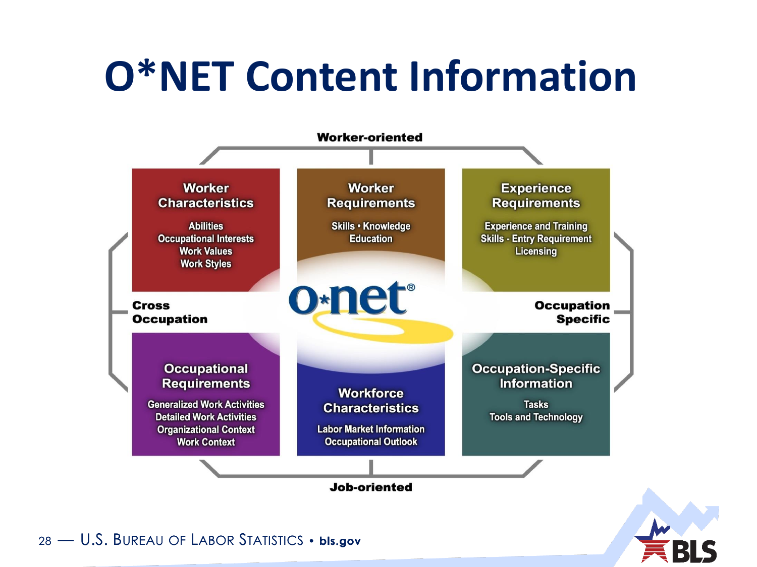# O*NET Content Information

**Worker-oriented**

**Cross Occupation** | **Occupation Specific**

**Worker Characteristics**
- Abilities
- Occupational Interests
- Work Values
- Work Styles

**Worker Requirements**
- Skills • Knowledge
- Education

**Experience Requirements**
- Experience and Training
- Skills - Entry Requirement
- Licensing

o*net®

**Occupational Requirements**
- Generalized Work Activities
- Detailed Work Activities
- Organizational Context
- Work Context

**Workforce Characteristics**
- Labor Market Information
- Occupational Outlook

**Occupation-Specific Information**
- Tasks
- Tools and Technology

**Job-oriented**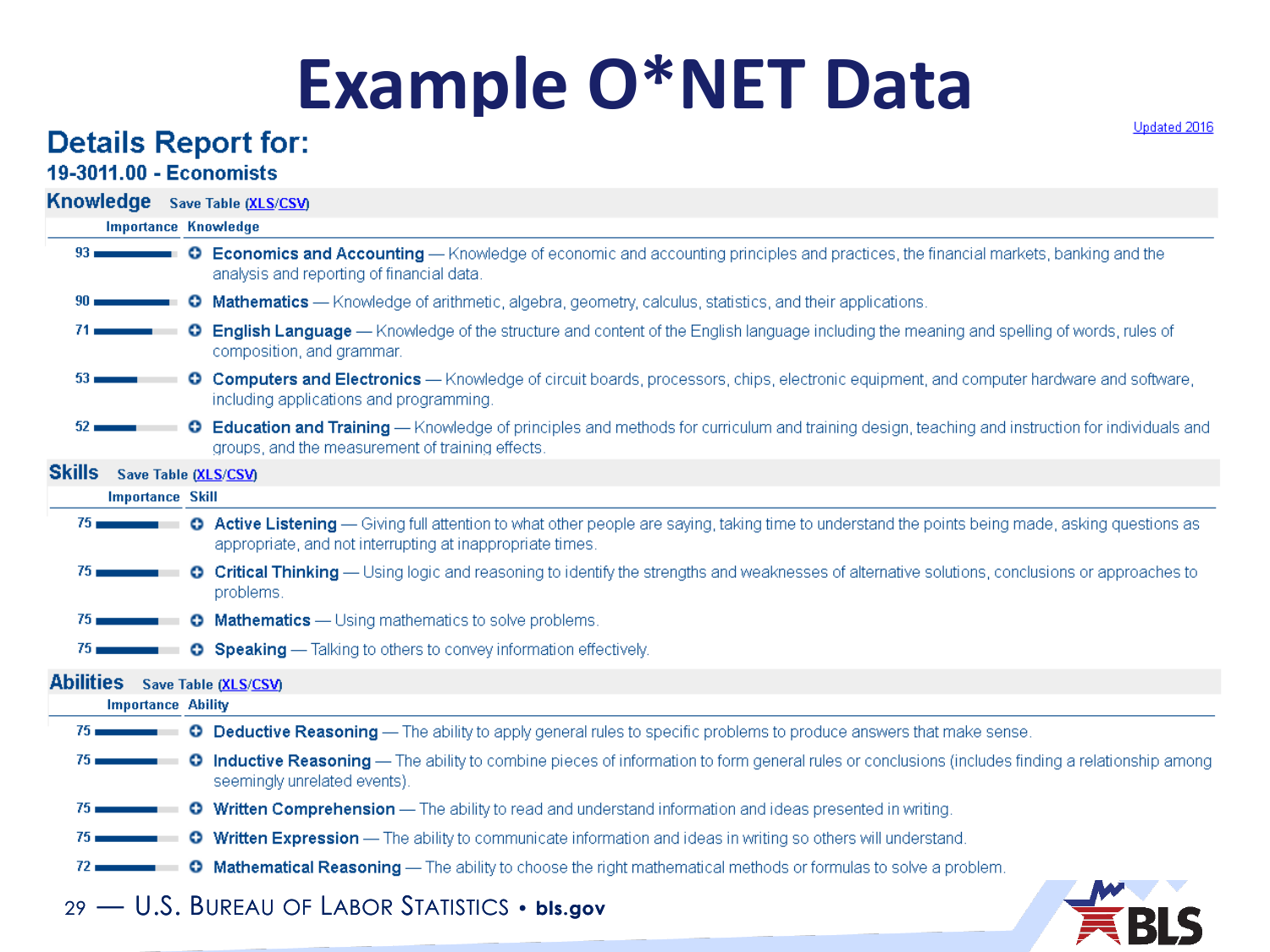# Example O*NET Data

Updated 2016

## Details Report for:

### 19-3011.00 - Economists

### Knowledge

Save Table (XLS/CSV)

| Importance | Knowledge |
|---|---|
| 93 | **Economics and Accounting** — Knowledge of economic and accounting principles and practices, the financial markets, banking and the analysis and reporting of financial data. |
| 90 | **Mathematics** — Knowledge of arithmetic, algebra, geometry, calculus, statistics, and their applications. |
| 71 | **English Language** — Knowledge of the structure and content of the English language including the meaning and spelling of words, rules of composition, and grammar. |
| 53 | **Computers and Electronics** — Knowledge of circuit boards, processors, chips, electronic equipment, and computer hardware and software, including applications and programming. |
| 52 | **Education and Training** — Knowledge of principles and methods for curriculum and training design, teaching and instruction for individuals and groups, and the measurement of training effects. |

### Skills

Save Table (XLS/CSV)

| Importance | Skill |
|---|---|
| 75 | **Active Listening** — Giving full attention to what other people are saying, taking time to understand the points being made, asking questions as appropriate, and not interrupting at inappropriate times. |
| 75 | **Critical Thinking** — Using logic and reasoning to identify the strengths and weaknesses of alternative solutions, conclusions or approaches to problems. |
| 75 | **Mathematics** — Using mathematics to solve problems. |
| 75 | **Speaking** — Talking to others to convey information effectively. |

### Abilities

Save Table (XLS/CSV)

| Importance | Ability |
|---|---|
| 75 | **Deductive Reasoning** — The ability to apply general rules to specific problems to produce answers that make sense. |
| 75 | **Inductive Reasoning** — The ability to combine pieces of information to form general rules or conclusions (includes finding a relationship among seemingly unrelated events). |
| 75 | **Written Comprehension** — The ability to read and understand information and ideas presented in writing. |
| 75 | **Written Expression** — The ability to communicate information and ideas in writing so others will understand. |
| 72 | **Mathematical Reasoning** — The ability to choose the right mathematical methods or formulas to solve a problem. |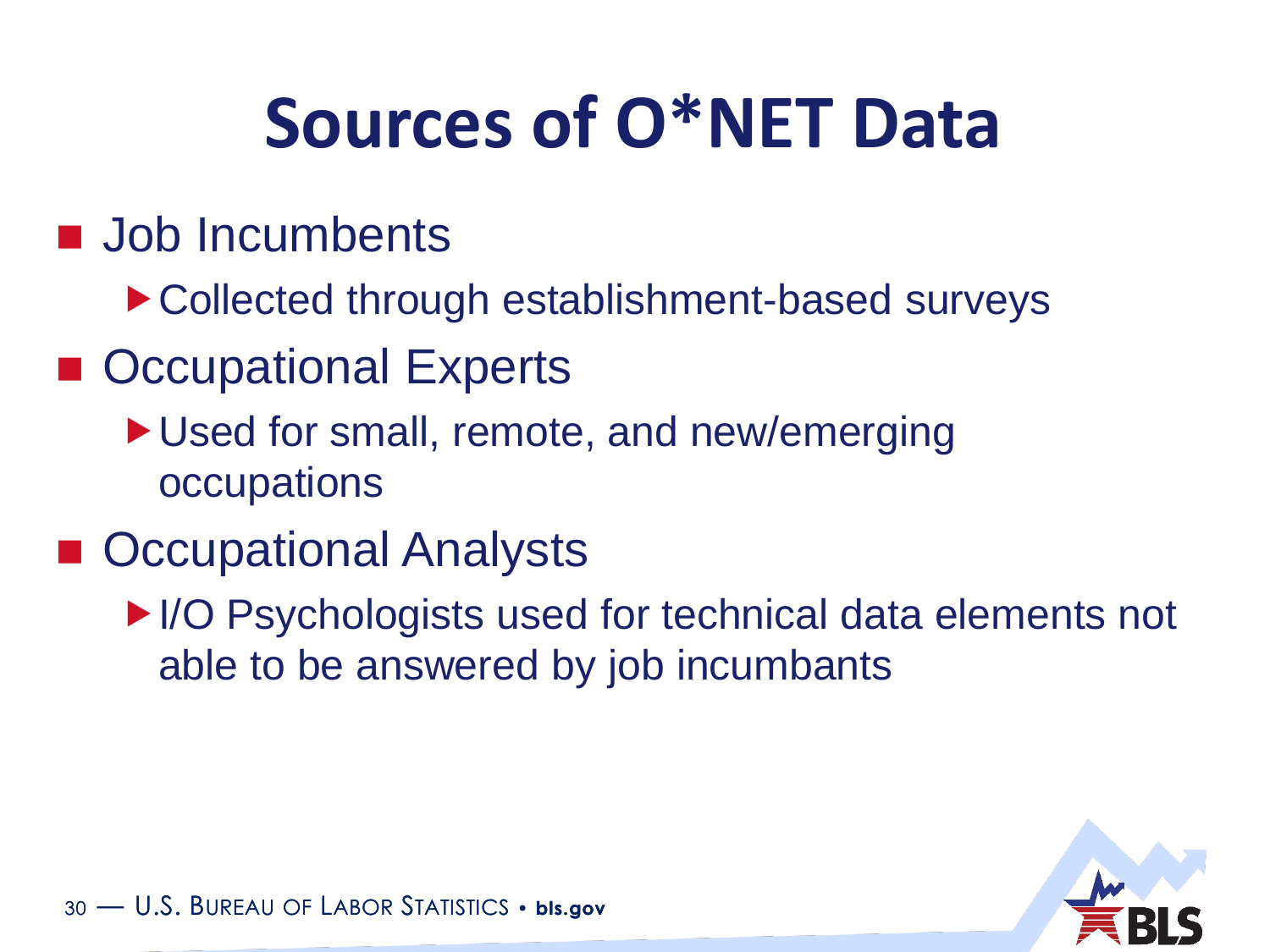# Sources of O*NET Data

- Job Incumbents
  - Collected through establishment-based surveys
- Occupational Experts
  - Used for small, remote, and new/emerging occupations
- Occupational Analysts
  - I/O Psychologists used for technical data elements not able to be answered by job incumbants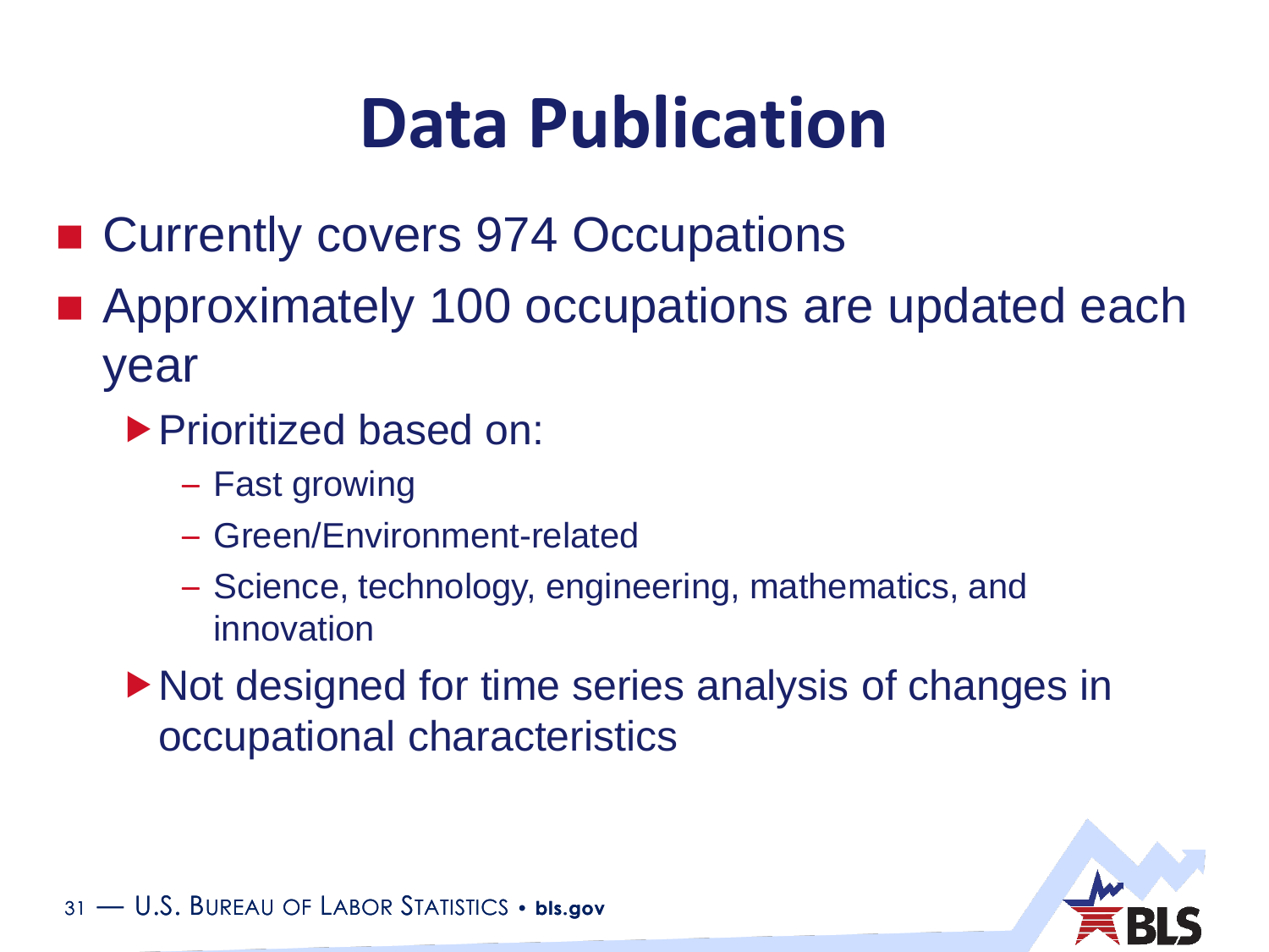# Data Publication

- Currently covers 974 Occupations
- Approximately 100 occupations are updated each year
  - Prioritized based on:
    - Fast growing
    - Green/Environment-related
    - Science, technology, engineering, mathematics, and innovation
  - Not designed for time series analysis of changes in occupational characteristics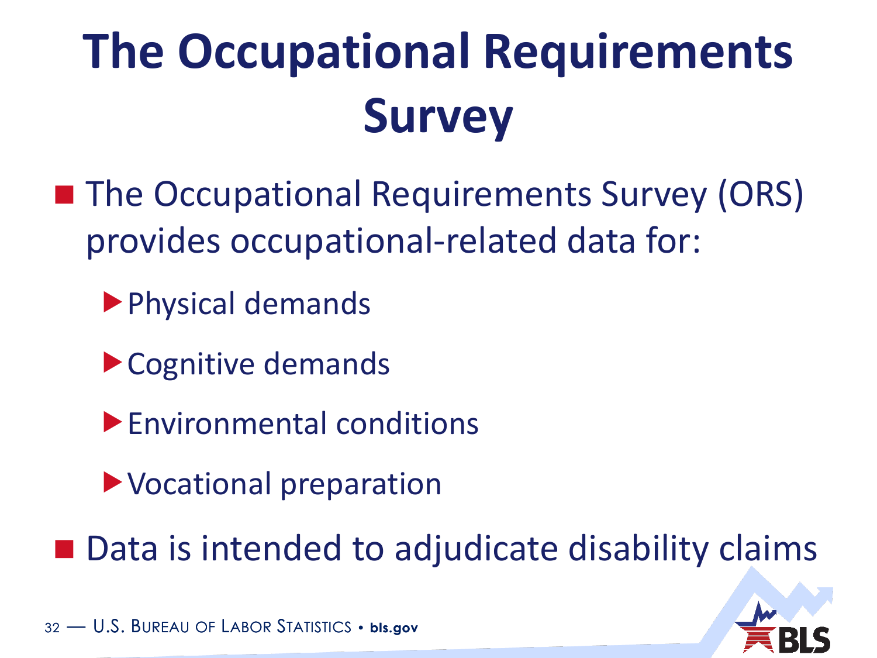# The Occupational Requirements Survey

- The Occupational Requirements Survey (ORS) provides occupational-related data for:
  - Physical demands
  - Cognitive demands
  - Environmental conditions
  - Vocational preparation
- Data is intended to adjudicate disability claims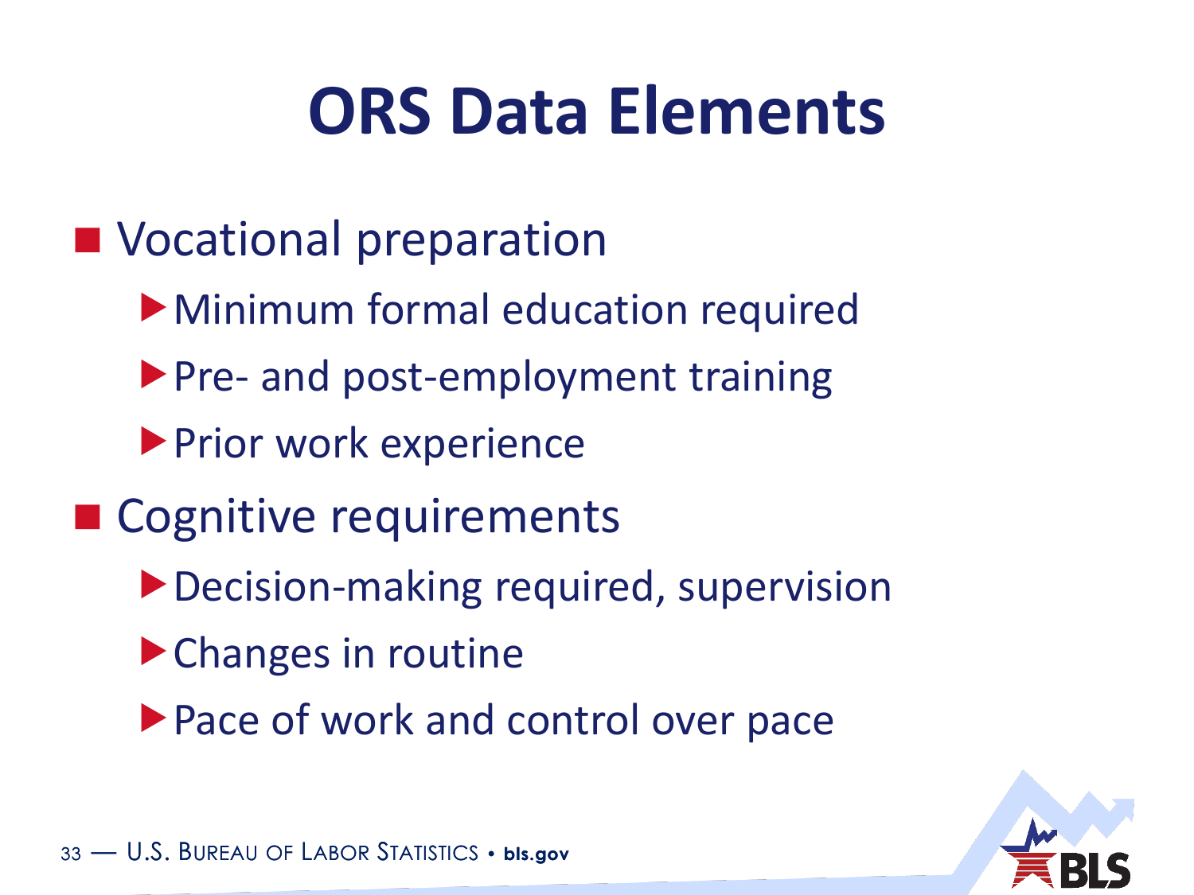# ORS Data Elements

- Vocational preparation
  - Minimum formal education required
  - Pre- and post-employment training
  - Prior work experience
- Cognitive requirements
  - Decision-making required, supervision
  - Changes in routine
  - Pace of work and control over pace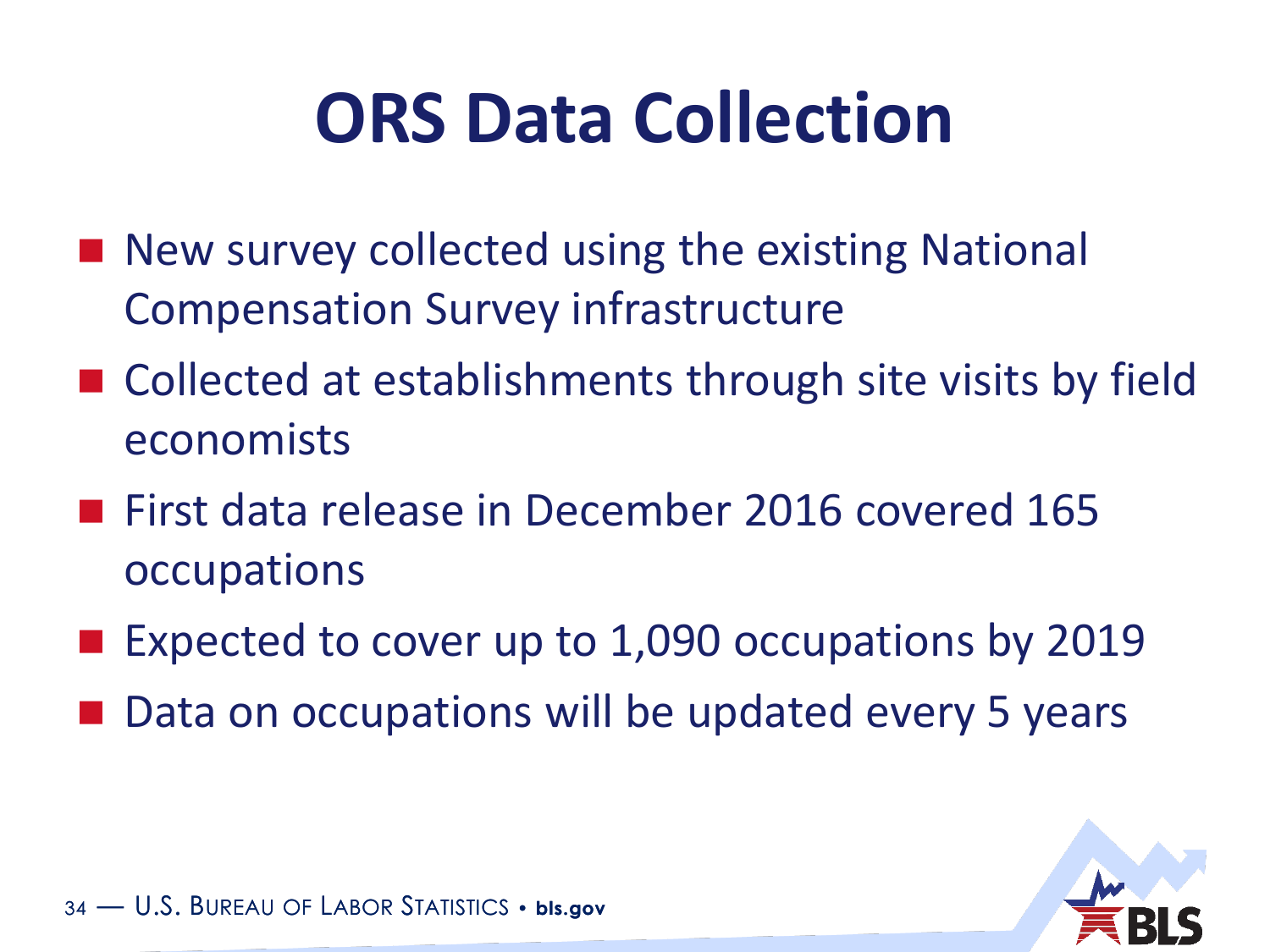# ORS Data Collection

- New survey collected using the existing National Compensation Survey infrastructure
- Collected at establishments through site visits by field economists
- First data release in December 2016 covered 165 occupations
- Expected to cover up to 1,090 occupations by 2019
- Data on occupations will be updated every 5 years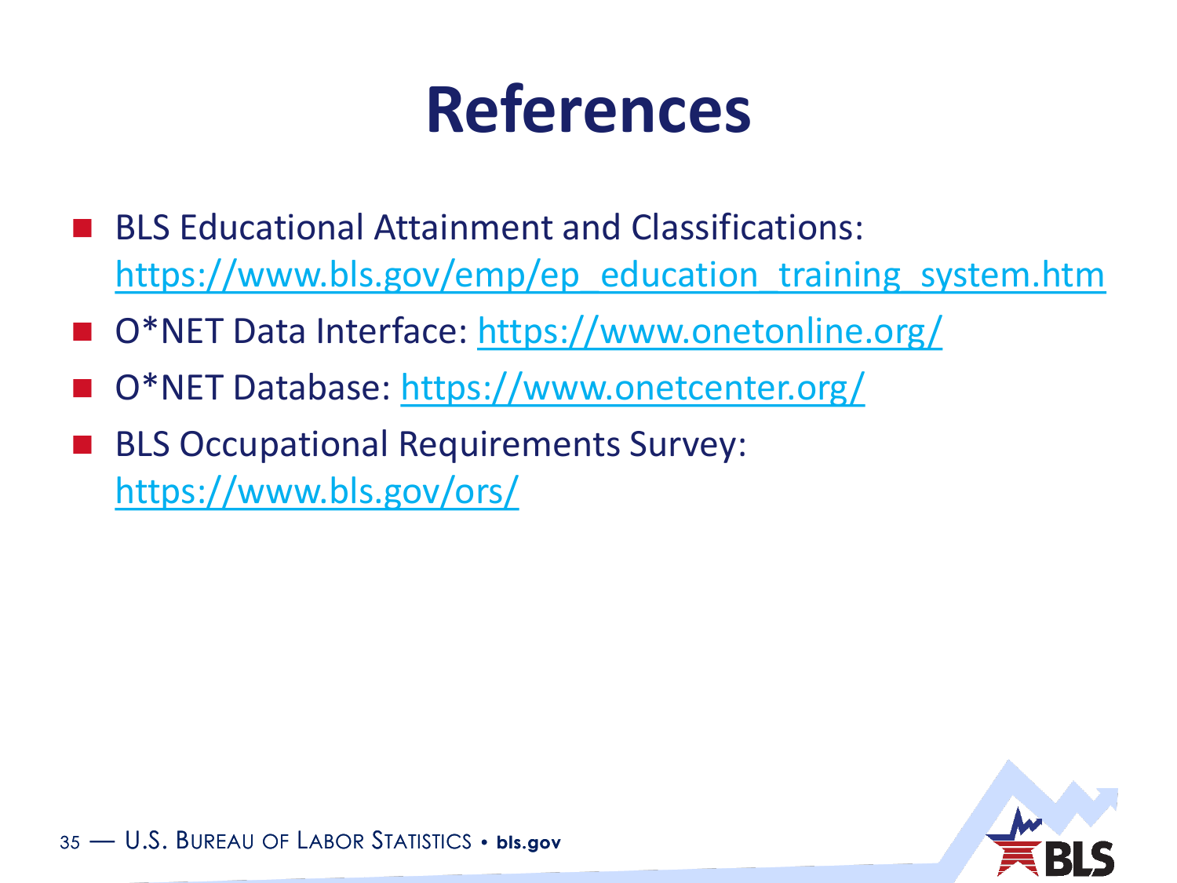# References

- BLS Educational Attainment and Classifications: https://www.bls.gov/emp/ep_education_training_system.htm
- O*NET Data Interface: https://www.onetonline.org/
- O*NET Database: https://www.onetcenter.org/
- BLS Occupational Requirements Survey: https://www.bls.gov/ors/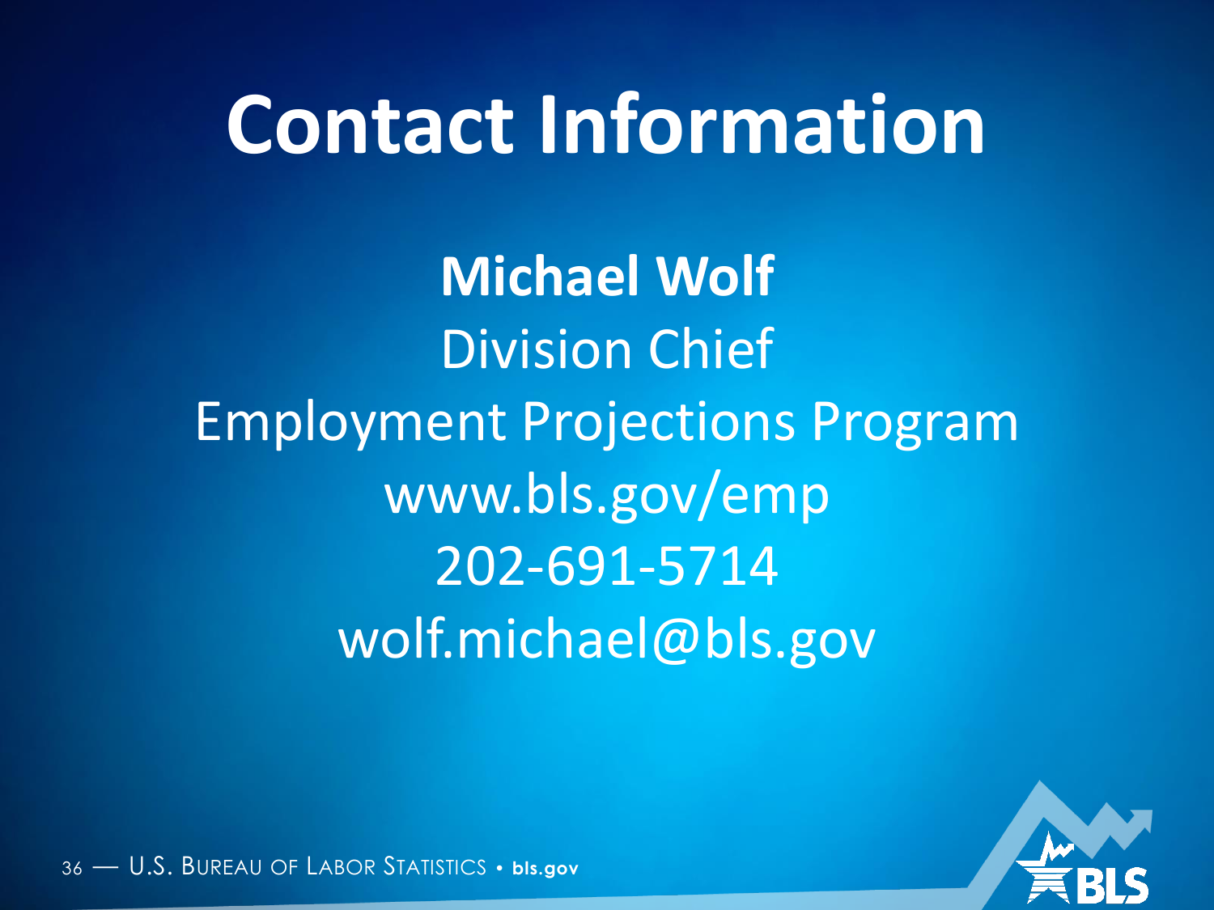# Contact Information

**Michael Wolf**

Division Chief

Employment Projections Program

www.bls.gov/emp

202-691-5714

wolf.michael@bls.gov